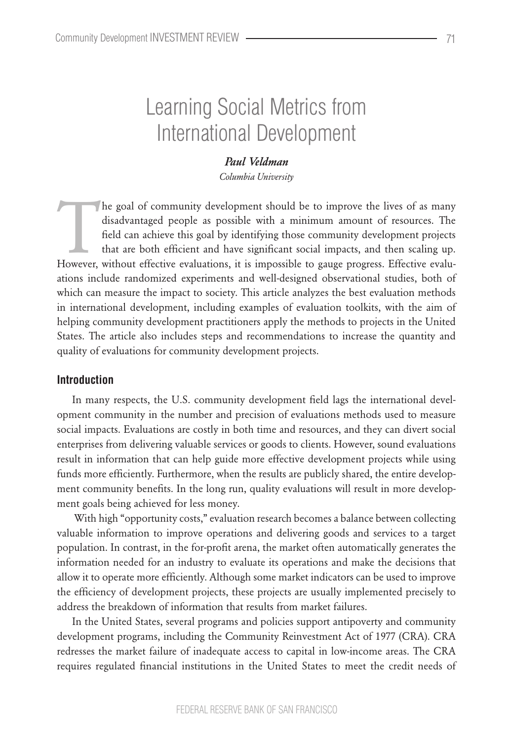# Learning Social Metrics from International Development

***Paul Veldman***
*Columbia University*

The goal of community development should be to improve the lives of as many disadvantaged people as possible with a minimum amount of resources. The field can achieve this goal by identifying those community development projects that are both efficient and have significant social impacts, and then scaling up. However, without effective evaluations, it is impossible to gauge progress. Effective evaluations include randomized experiments and well-designed observational studies, both of which can measure the impact to society. This article analyzes the best evaluation methods in international development, including examples of evaluation toolkits, with the aim of helping community development practitioners apply the methods to projects in the United States. The article also includes steps and recommendations to increase the quantity and quality of evaluations for community development projects.

## Introduction

In many respects, the U.S. community development field lags the international development community in the number and precision of evaluations methods used to measure social impacts. Evaluations are costly in both time and resources, and they can divert social enterprises from delivering valuable services or goods to clients. However, sound evaluations result in information that can help guide more effective development projects while using funds more efficiently. Furthermore, when the results are publicly shared, the entire development community benefits. In the long run, quality evaluations will result in more development goals being achieved for less money.

With high "opportunity costs," evaluation research becomes a balance between collecting valuable information to improve operations and delivering goods and services to a target population. In contrast, in the for-profit arena, the market often automatically generates the information needed for an industry to evaluate its operations and make the decisions that allow it to operate more efficiently. Although some market indicators can be used to improve the efficiency of development projects, these projects are usually implemented precisely to address the breakdown of information that results from market failures.

In the United States, several programs and policies support antipoverty and community development programs, including the Community Reinvestment Act of 1977 (CRA). CRA redresses the market failure of inadequate access to capital in low-income areas. The CRA requires regulated financial institutions in the United States to meet the credit needs of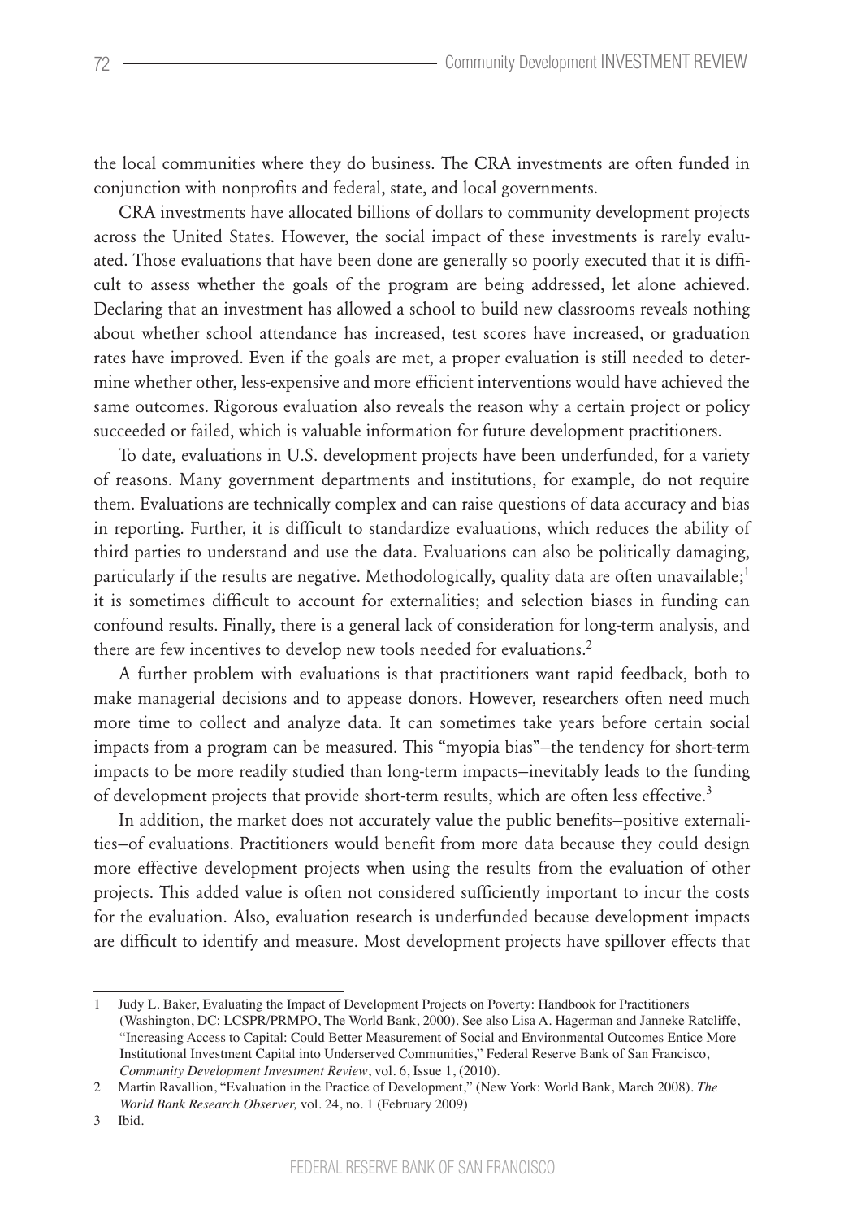the local communities where they do business. The CRA investments are often funded in conjunction with nonprofits and federal, state, and local governments.

CRA investments have allocated billions of dollars to community development projects across the United States. However, the social impact of these investments is rarely evaluated. Those evaluations that have been done are generally so poorly executed that it is difficult to assess whether the goals of the program are being addressed, let alone achieved. Declaring that an investment has allowed a school to build new classrooms reveals nothing about whether school attendance has increased, test scores have increased, or graduation rates have improved. Even if the goals are met, a proper evaluation is still needed to determine whether other, less-expensive and more efficient interventions would have achieved the same outcomes. Rigorous evaluation also reveals the reason why a certain project or policy succeeded or failed, which is valuable information for future development practitioners.

To date, evaluations in U.S. development projects have been underfunded, for a variety of reasons. Many government departments and institutions, for example, do not require them. Evaluations are technically complex and can raise questions of data accuracy and bias in reporting. Further, it is difficult to standardize evaluations, which reduces the ability of third parties to understand and use the data. Evaluations can also be politically damaging, particularly if the results are negative. Methodologically, quality data are often unavailable;[1] it is sometimes difficult to account for externalities; and selection biases in funding can confound results. Finally, there is a general lack of consideration for long-term analysis, and there are few incentives to develop new tools needed for evaluations.[2]

A further problem with evaluations is that practitioners want rapid feedback, both to make managerial decisions and to appease donors. However, researchers often need much more time to collect and analyze data. It can sometimes take years before certain social impacts from a program can be measured. This "myopia bias"–the tendency for short-term impacts to be more readily studied than long-term impacts–inevitably leads to the funding of development projects that provide short-term results, which are often less effective.[3]

In addition, the market does not accurately value the public benefits–positive externalities–of evaluations. Practitioners would benefit from more data because they could design more effective development projects when using the results from the evaluation of other projects. This added value is often not considered sufficiently important to incur the costs for the evaluation. Also, evaluation research is underfunded because development impacts are difficult to identify and measure. Most development projects have spillover effects that

---

1 Judy L. Baker, Evaluating the Impact of Development Projects on Poverty: Handbook for Practitioners (Washington, DC: LCSPR/PRMPO, The World Bank, 2000). See also Lisa A. Hagerman and Janneke Ratcliffe, "Increasing Access to Capital: Could Better Measurement of Social and Environmental Outcomes Entice More Institutional Investment Capital into Underserved Communities," Federal Reserve Bank of San Francisco, *Community Development Investment Review*, vol. 6, Issue 1, (2010).

2 Martin Ravallion, "Evaluation in the Practice of Development," (New York: World Bank, March 2008). *The World Bank Research Observer,* vol. 24, no. 1 (February 2009)

3 Ibid.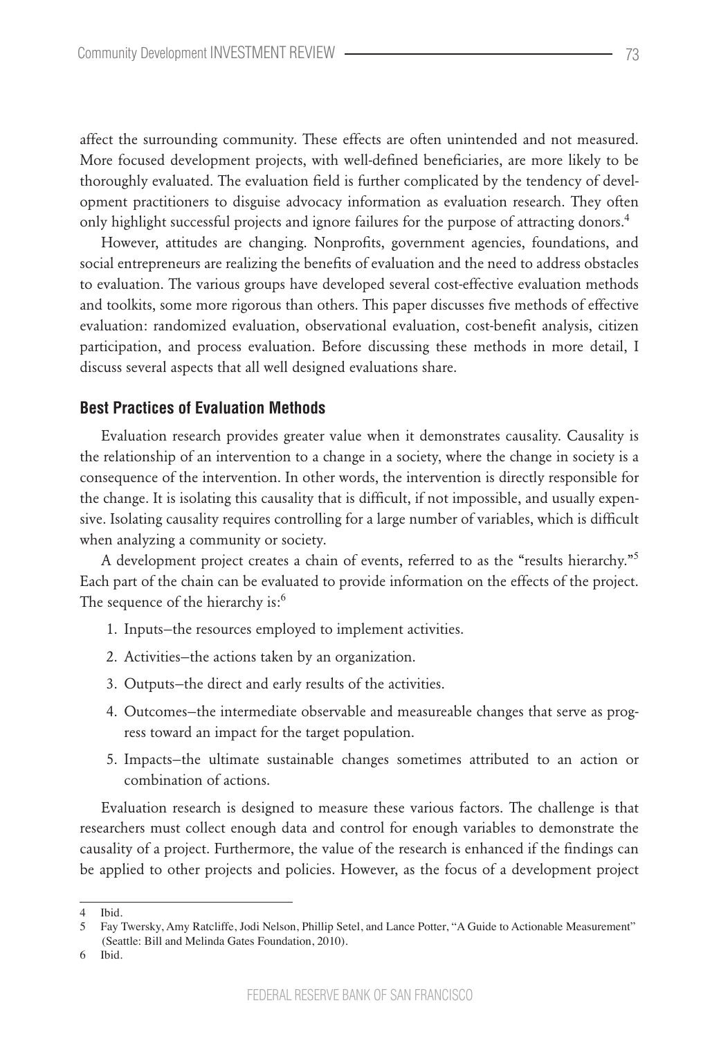affect the surrounding community. These effects are often unintended and not measured. More focused development projects, with well-defined beneficiaries, are more likely to be thoroughly evaluated. The evaluation field is further complicated by the tendency of development practitioners to disguise advocacy information as evaluation research. They often only highlight successful projects and ignore failures for the purpose of attracting donors.[4]

However, attitudes are changing. Nonprofits, government agencies, foundations, and social entrepreneurs are realizing the benefits of evaluation and the need to address obstacles to evaluation. The various groups have developed several cost-effective evaluation methods and toolkits, some more rigorous than others. This paper discusses five methods of effective evaluation: randomized evaluation, observational evaluation, cost-benefit analysis, citizen participation, and process evaluation. Before discussing these methods in more detail, I discuss several aspects that all well designed evaluations share.

## Best Practices of Evaluation Methods

Evaluation research provides greater value when it demonstrates causality. Causality is the relationship of an intervention to a change in a society, where the change in society is a consequence of the intervention. In other words, the intervention is directly responsible for the change. It is isolating this causality that is difficult, if not impossible, and usually expensive. Isolating causality requires controlling for a large number of variables, which is difficult when analyzing a community or society.

A development project creates a chain of events, referred to as the "results hierarchy."[5] Each part of the chain can be evaluated to provide information on the effects of the project. The sequence of the hierarchy is:[6]

1. Inputs–the resources employed to implement activities.
2. Activities–the actions taken by an organization.
3. Outputs–the direct and early results of the activities.
4. Outcomes–the intermediate observable and measureable changes that serve as progress toward an impact for the target population.
5. Impacts–the ultimate sustainable changes sometimes attributed to an action or combination of actions.

Evaluation research is designed to measure these various factors. The challenge is that researchers must collect enough data and control for enough variables to demonstrate the causality of a project. Furthermore, the value of the research is enhanced if the findings can be applied to other projects and policies. However, as the focus of a development project

---

4 Ibid.

5 Fay Twersky, Amy Ratcliffe, Jodi Nelson, Phillip Setel, and Lance Potter, "A Guide to Actionable Measurement" (Seattle: Bill and Melinda Gates Foundation, 2010).

6 Ibid.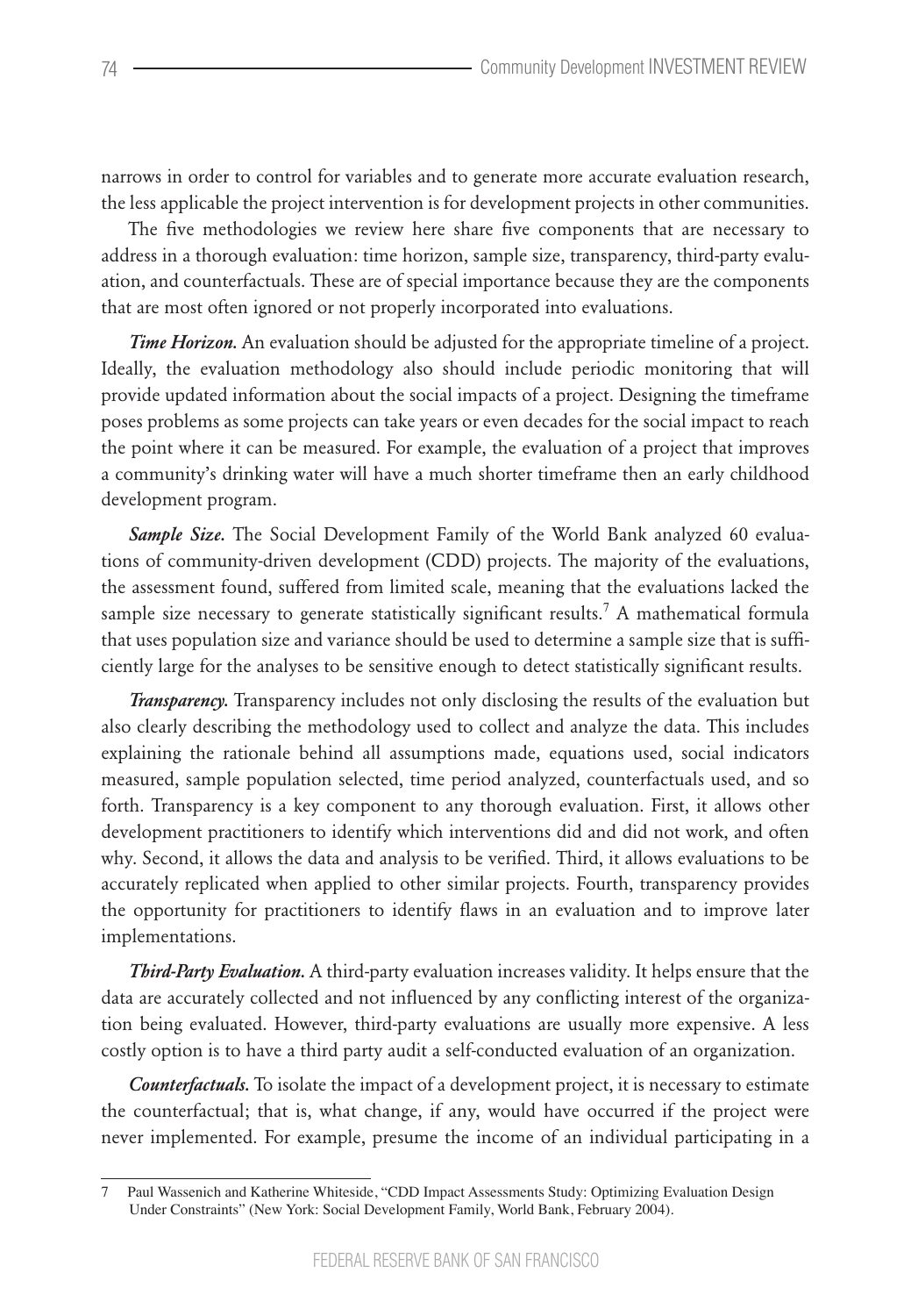narrows in order to control for variables and to generate more accurate evaluation research, the less applicable the project intervention is for development projects in other communities.

The five methodologies we review here share five components that are necessary to address in a thorough evaluation: time horizon, sample size, transparency, third-party evaluation, and counterfactuals. These are of special importance because they are the components that are most often ignored or not properly incorporated into evaluations.

***Time Horizon.*** An evaluation should be adjusted for the appropriate timeline of a project. Ideally, the evaluation methodology also should include periodic monitoring that will provide updated information about the social impacts of a project. Designing the timeframe poses problems as some projects can take years or even decades for the social impact to reach the point where it can be measured. For example, the evaluation of a project that improves a community's drinking water will have a much shorter timeframe then an early childhood development program.

***Sample Size.*** The Social Development Family of the World Bank analyzed 60 evaluations of community-driven development (CDD) projects. The majority of the evaluations, the assessment found, suffered from limited scale, meaning that the evaluations lacked the sample size necessary to generate statistically significant results.[7] A mathematical formula that uses population size and variance should be used to determine a sample size that is sufficiently large for the analyses to be sensitive enough to detect statistically significant results.

***Transparency.*** Transparency includes not only disclosing the results of the evaluation but also clearly describing the methodology used to collect and analyze the data. This includes explaining the rationale behind all assumptions made, equations used, social indicators measured, sample population selected, time period analyzed, counterfactuals used, and so forth. Transparency is a key component to any thorough evaluation. First, it allows other development practitioners to identify which interventions did and did not work, and often why. Second, it allows the data and analysis to be verified. Third, it allows evaluations to be accurately replicated when applied to other similar projects. Fourth, transparency provides the opportunity for practitioners to identify flaws in an evaluation and to improve later implementations.

***Third-Party Evaluation.*** A third-party evaluation increases validity. It helps ensure that the data are accurately collected and not influenced by any conflicting interest of the organization being evaluated. However, third-party evaluations are usually more expensive. A less costly option is to have a third party audit a self-conducted evaluation of an organization.

***Counterfactuals.*** To isolate the impact of a development project, it is necessary to estimate the counterfactual; that is, what change, if any, would have occurred if the project were never implemented. For example, presume the income of an individual participating in a

---

7 Paul Wassenich and Katherine Whiteside, "CDD Impact Assessments Study: Optimizing Evaluation Design Under Constraints" (New York: Social Development Family, World Bank, February 2004).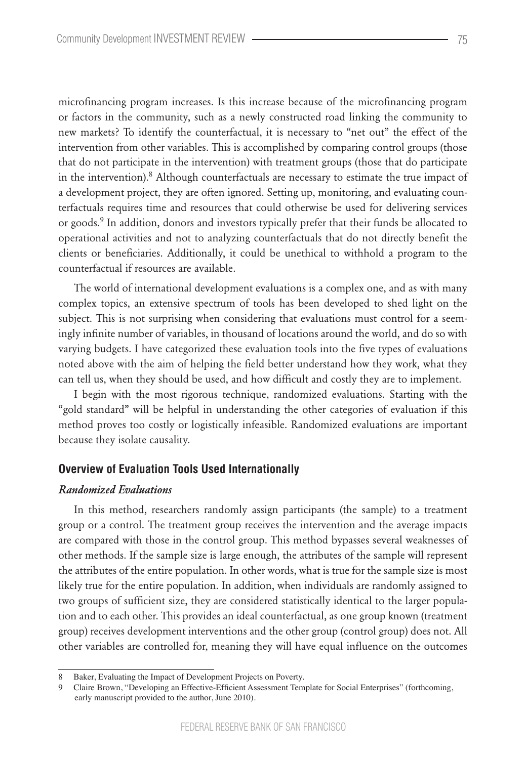microfinancing program increases. Is this increase because of the microfinancing program or factors in the community, such as a newly constructed road linking the community to new markets? To identify the counterfactual, it is necessary to "net out" the effect of the intervention from other variables. This is accomplished by comparing control groups (those that do not participate in the intervention) with treatment groups (those that do participate in the intervention).[8] Although counterfactuals are necessary to estimate the true impact of a development project, they are often ignored. Setting up, monitoring, and evaluating counterfactuals requires time and resources that could otherwise be used for delivering services or goods.[9] In addition, donors and investors typically prefer that their funds be allocated to operational activities and not to analyzing counterfactuals that do not directly benefit the clients or beneficiaries. Additionally, it could be unethical to withhold a program to the counterfactual if resources are available.

The world of international development evaluations is a complex one, and as with many complex topics, an extensive spectrum of tools has been developed to shed light on the subject. This is not surprising when considering that evaluations must control for a seemingly infinite number of variables, in thousand of locations around the world, and do so with varying budgets. I have categorized these evaluation tools into the five types of evaluations noted above with the aim of helping the field better understand how they work, what they can tell us, when they should be used, and how difficult and costly they are to implement.

I begin with the most rigorous technique, randomized evaluations. Starting with the "gold standard" will be helpful in understanding the other categories of evaluation if this method proves too costly or logistically infeasible. Randomized evaluations are important because they isolate causality.

## Overview of Evaluation Tools Used Internationally

### *Randomized Evaluations*

In this method, researchers randomly assign participants (the sample) to a treatment group or a control. The treatment group receives the intervention and the average impacts are compared with those in the control group. This method bypasses several weaknesses of other methods. If the sample size is large enough, the attributes of the sample will represent the attributes of the entire population. In other words, what is true for the sample size is most likely true for the entire population. In addition, when individuals are randomly assigned to two groups of sufficient size, they are considered statistically identical to the larger population and to each other. This provides an ideal counterfactual, as one group known (treatment group) receives development interventions and the other group (control group) does not. All other variables are controlled for, meaning they will have equal influence on the outcomes

---

8 Baker, Evaluating the Impact of Development Projects on Poverty.

9 Claire Brown, "Developing an Effective-Efficient Assessment Template for Social Enterprises" (forthcoming, early manuscript provided to the author, June 2010).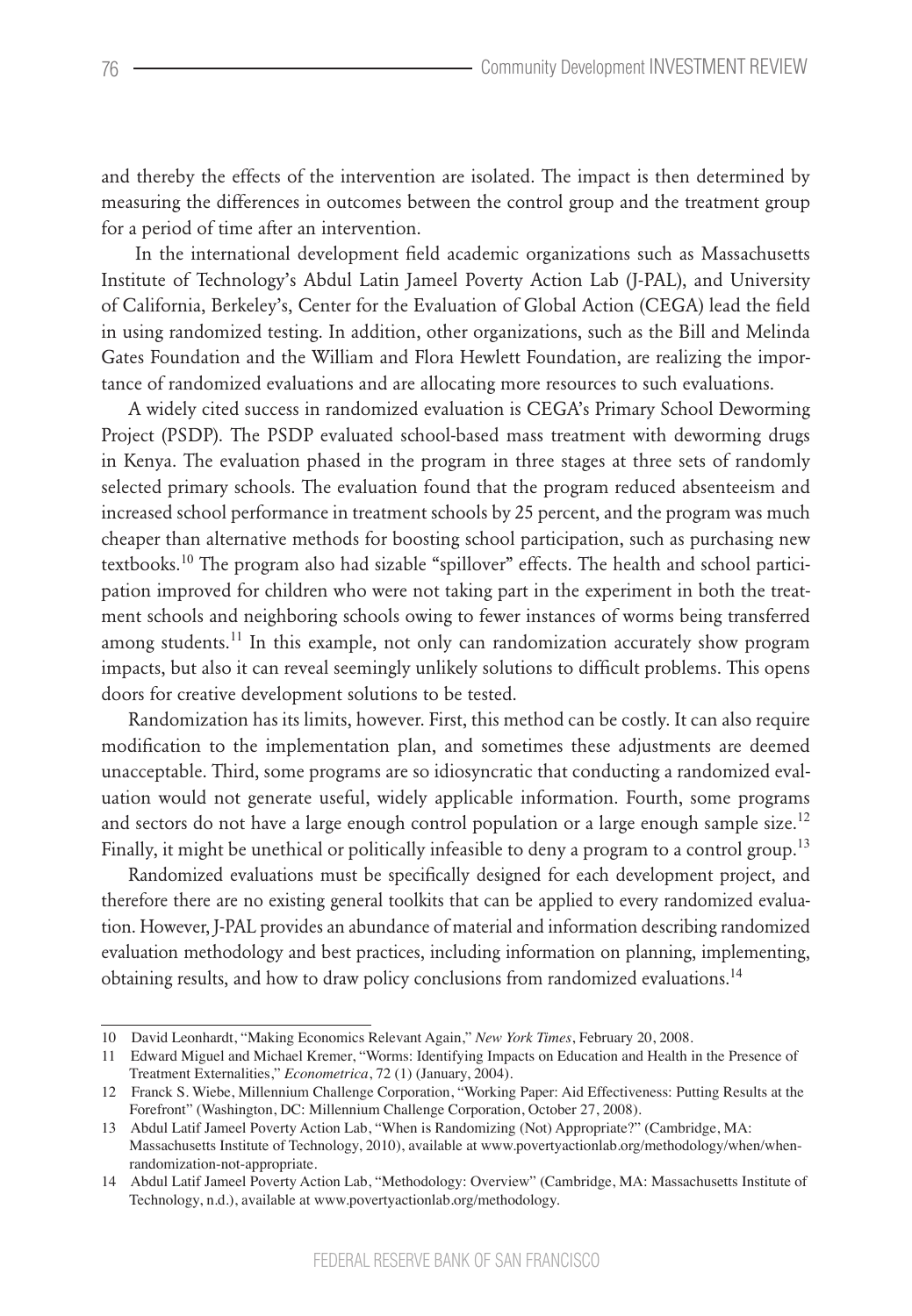and thereby the effects of the intervention are isolated. The impact is then determined by measuring the differences in outcomes between the control group and the treatment group for a period of time after an intervention.

In the international development field academic organizations such as Massachusetts Institute of Technology's Abdul Latin Jameel Poverty Action Lab (J-PAL), and University of California, Berkeley's, Center for the Evaluation of Global Action (CEGA) lead the field in using randomized testing. In addition, other organizations, such as the Bill and Melinda Gates Foundation and the William and Flora Hewlett Foundation, are realizing the importance of randomized evaluations and are allocating more resources to such evaluations.

A widely cited success in randomized evaluation is CEGA's Primary School Deworming Project (PSDP). The PSDP evaluated school-based mass treatment with deworming drugs in Kenya. The evaluation phased in the program in three stages at three sets of randomly selected primary schools. The evaluation found that the program reduced absenteeism and increased school performance in treatment schools by 25 percent, and the program was much cheaper than alternative methods for boosting school participation, such as purchasing new textbooks.[10] The program also had sizable "spillover" effects. The health and school participation improved for children who were not taking part in the experiment in both the treatment schools and neighboring schools owing to fewer instances of worms being transferred among students.[11] In this example, not only can randomization accurately show program impacts, but also it can reveal seemingly unlikely solutions to difficult problems. This opens doors for creative development solutions to be tested.

Randomization has its limits, however. First, this method can be costly. It can also require modification to the implementation plan, and sometimes these adjustments are deemed unacceptable. Third, some programs are so idiosyncratic that conducting a randomized evaluation would not generate useful, widely applicable information. Fourth, some programs and sectors do not have a large enough control population or a large enough sample size.[12] Finally, it might be unethical or politically infeasible to deny a program to a control group.[13]

Randomized evaluations must be specifically designed for each development project, and therefore there are no existing general toolkits that can be applied to every randomized evaluation. However, J-PAL provides an abundance of material and information describing randomized evaluation methodology and best practices, including information on planning, implementing, obtaining results, and how to draw policy conclusions from randomized evaluations.[14]

---

10 David Leonhardt, "Making Economics Relevant Again," *New York Times*, February 20, 2008.

11 Edward Miguel and Michael Kremer, "Worms: Identifying Impacts on Education and Health in the Presence of Treatment Externalities," *Econometrica*, 72 (1) (January, 2004).

12 Franck S. Wiebe, Millennium Challenge Corporation, "Working Paper: Aid Effectiveness: Putting Results at the Forefront" (Washington, DC: Millennium Challenge Corporation, October 27, 2008).

13 Abdul Latif Jameel Poverty Action Lab, "When is Randomizing (Not) Appropriate?" (Cambridge, MA: Massachusetts Institute of Technology, 2010), available at www.povertyactionlab.org/methodology/when/when-randomization-not-appropriate.

14 Abdul Latif Jameel Poverty Action Lab, "Methodology: Overview" (Cambridge, MA: Massachusetts Institute of Technology, n.d.), available at www.povertyactionlab.org/methodology.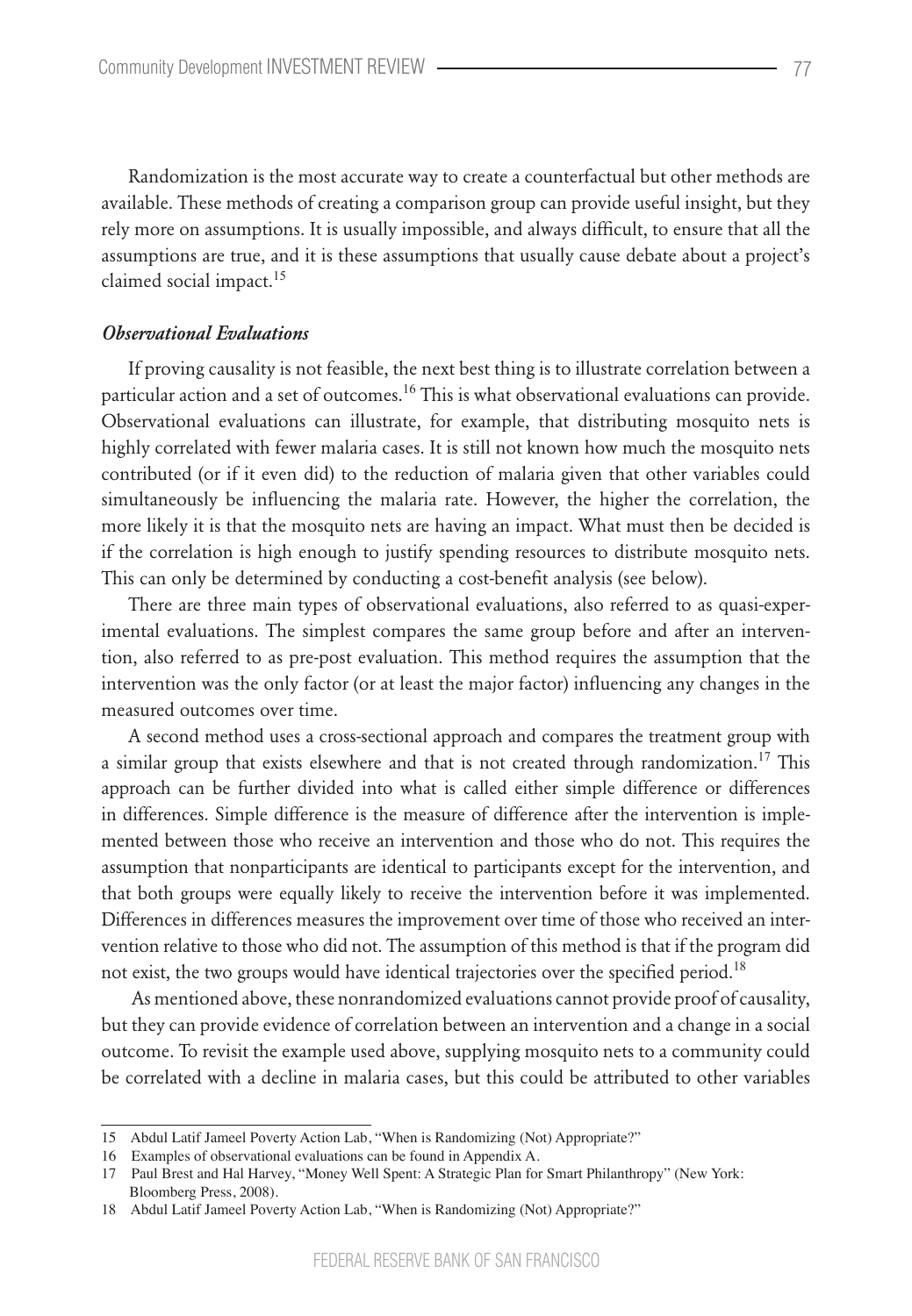Randomization is the most accurate way to create a counterfactual but other methods are available. These methods of creating a comparison group can provide useful insight, but they rely more on assumptions. It is usually impossible, and always difficult, to ensure that all the assumptions are true, and it is these assumptions that usually cause debate about a project's claimed social impact.[15]

### *Observational Evaluations*

If proving causality is not feasible, the next best thing is to illustrate correlation between a particular action and a set of outcomes.[16] This is what observational evaluations can provide. Observational evaluations can illustrate, for example, that distributing mosquito nets is highly correlated with fewer malaria cases. It is still not known how much the mosquito nets contributed (or if it even did) to the reduction of malaria given that other variables could simultaneously be influencing the malaria rate. However, the higher the correlation, the more likely it is that the mosquito nets are having an impact. What must then be decided is if the correlation is high enough to justify spending resources to distribute mosquito nets. This can only be determined by conducting a cost-benefit analysis (see below).

There are three main types of observational evaluations, also referred to as quasi-experimental evaluations. The simplest compares the same group before and after an intervention, also referred to as pre-post evaluation. This method requires the assumption that the intervention was the only factor (or at least the major factor) influencing any changes in the measured outcomes over time.

A second method uses a cross-sectional approach and compares the treatment group with a similar group that exists elsewhere and that is not created through randomization.[17] This approach can be further divided into what is called either simple difference or differences in differences. Simple difference is the measure of difference after the intervention is implemented between those who receive an intervention and those who do not. This requires the assumption that nonparticipants are identical to participants except for the intervention, and that both groups were equally likely to receive the intervention before it was implemented. Differences in differences measures the improvement over time of those who received an intervention relative to those who did not. The assumption of this method is that if the program did not exist, the two groups would have identical trajectories over the specified period.[18]

As mentioned above, these nonrandomized evaluations cannot provide proof of causality, but they can provide evidence of correlation between an intervention and a change in a social outcome. To revisit the example used above, supplying mosquito nets to a community could be correlated with a decline in malaria cases, but this could be attributed to other variables

---

15 Abdul Latif Jameel Poverty Action Lab, "When is Randomizing (Not) Appropriate?"

16 Examples of observational evaluations can be found in Appendix A.

17 Paul Brest and Hal Harvey, "Money Well Spent: A Strategic Plan for Smart Philanthropy" (New York: Bloomberg Press, 2008).

18 Abdul Latif Jameel Poverty Action Lab, "When is Randomizing (Not) Appropriate?"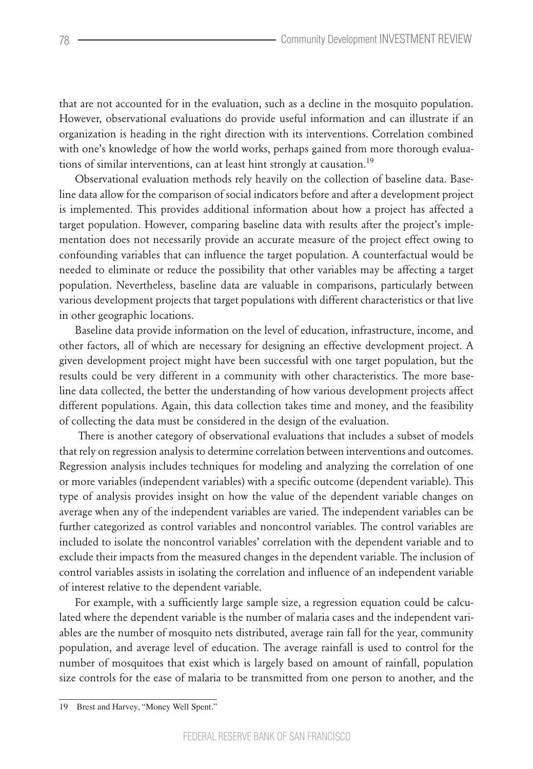that are not accounted for in the evaluation, such as a decline in the mosquito population. However, observational evaluations do provide useful information and can illustrate if an organization is heading in the right direction with its interventions. Correlation combined with one's knowledge of how the world works, perhaps gained from more thorough evaluations of similar interventions, can at least hint strongly at causation.[19]

Observational evaluation methods rely heavily on the collection of baseline data. Baseline data allow for the comparison of social indicators before and after a development project is implemented. This provides additional information about how a project has affected a target population. However, comparing baseline data with results after the project's implementation does not necessarily provide an accurate measure of the project effect owing to confounding variables that can influence the target population. A counterfactual would be needed to eliminate or reduce the possibility that other variables may be affecting a target population. Nevertheless, baseline data are valuable in comparisons, particularly between various development projects that target populations with different characteristics or that live in other geographic locations.

Baseline data provide information on the level of education, infrastructure, income, and other factors, all of which are necessary for designing an effective development project. A given development project might have been successful with one target population, but the results could be very different in a community with other characteristics. The more baseline data collected, the better the understanding of how various development projects affect different populations. Again, this data collection takes time and money, and the feasibility of collecting the data must be considered in the design of the evaluation.

There is another category of observational evaluations that includes a subset of models that rely on regression analysis to determine correlation between interventions and outcomes. Regression analysis includes techniques for modeling and analyzing the correlation of one or more variables (independent variables) with a specific outcome (dependent variable). This type of analysis provides insight on how the value of the dependent variable changes on average when any of the independent variables are varied. The independent variables can be further categorized as control variables and noncontrol variables. The control variables are included to isolate the noncontrol variables' correlation with the dependent variable and to exclude their impacts from the measured changes in the dependent variable. The inclusion of control variables assists in isolating the correlation and influence of an independent variable of interest relative to the dependent variable.

For example, with a sufficiently large sample size, a regression equation could be calculated where the dependent variable is the number of malaria cases and the independent variables are the number of mosquito nets distributed, average rain fall for the year, community population, and average level of education. The average rainfall is used to control for the number of mosquitoes that exist which is largely based on amount of rainfall, population size controls for the ease of malaria to be transmitted from one person to another, and the

---

19 Brest and Harvey, "Money Well Spent."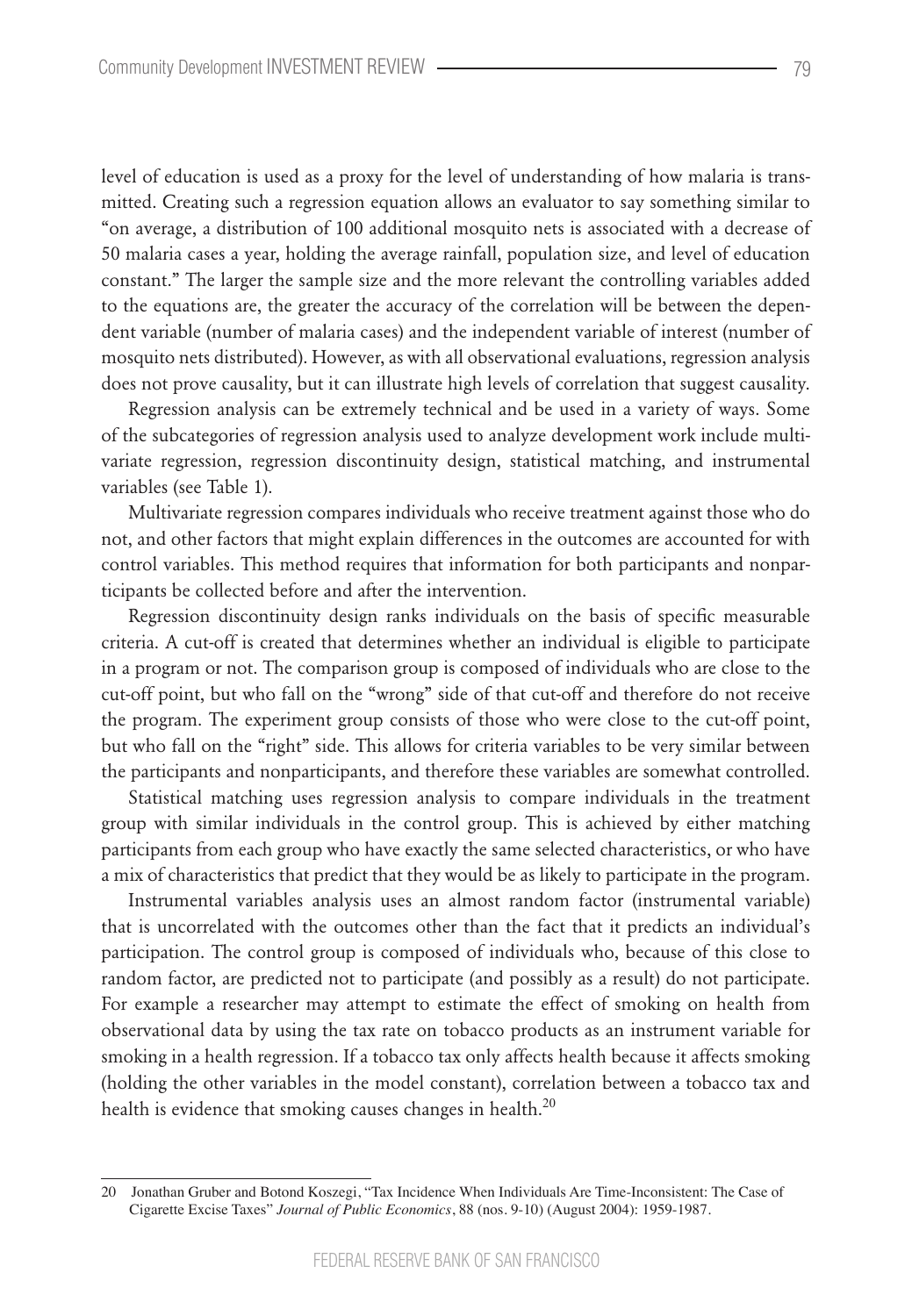level of education is used as a proxy for the level of understanding of how malaria is transmitted. Creating such a regression equation allows an evaluator to say something similar to "on average, a distribution of 100 additional mosquito nets is associated with a decrease of 50 malaria cases a year, holding the average rainfall, population size, and level of education constant." The larger the sample size and the more relevant the controlling variables added to the equations are, the greater the accuracy of the correlation will be between the dependent variable (number of malaria cases) and the independent variable of interest (number of mosquito nets distributed). However, as with all observational evaluations, regression analysis does not prove causality, but it can illustrate high levels of correlation that suggest causality.

Regression analysis can be extremely technical and be used in a variety of ways. Some of the subcategories of regression analysis used to analyze development work include multivariate regression, regression discontinuity design, statistical matching, and instrumental variables (see Table 1).

Multivariate regression compares individuals who receive treatment against those who do not, and other factors that might explain differences in the outcomes are accounted for with control variables. This method requires that information for both participants and nonparticipants be collected before and after the intervention.

Regression discontinuity design ranks individuals on the basis of specific measurable criteria. A cut-off is created that determines whether an individual is eligible to participate in a program or not. The comparison group is composed of individuals who are close to the cut-off point, but who fall on the "wrong" side of that cut-off and therefore do not receive the program. The experiment group consists of those who were close to the cut-off point, but who fall on the "right" side. This allows for criteria variables to be very similar between the participants and nonparticipants, and therefore these variables are somewhat controlled.

Statistical matching uses regression analysis to compare individuals in the treatment group with similar individuals in the control group. This is achieved by either matching participants from each group who have exactly the same selected characteristics, or who have a mix of characteristics that predict that they would be as likely to participate in the program.

Instrumental variables analysis uses an almost random factor (instrumental variable) that is uncorrelated with the outcomes other than the fact that it predicts an individual's participation. The control group is composed of individuals who, because of this close to random factor, are predicted not to participate (and possibly as a result) do not participate. For example a researcher may attempt to estimate the effect of smoking on health from observational data by using the tax rate on tobacco products as an instrument variable for smoking in a health regression. If a tobacco tax only affects health because it affects smoking (holding the other variables in the model constant), correlation between a tobacco tax and health is evidence that smoking causes changes in health.[20]

---

20 Jonathan Gruber and Botond Koszegi, "Tax Incidence When Individuals Are Time-Inconsistent: The Case of Cigarette Excise Taxes" *Journal of Public Economics*, 88 (nos. 9-10) (August 2004): 1959-1987.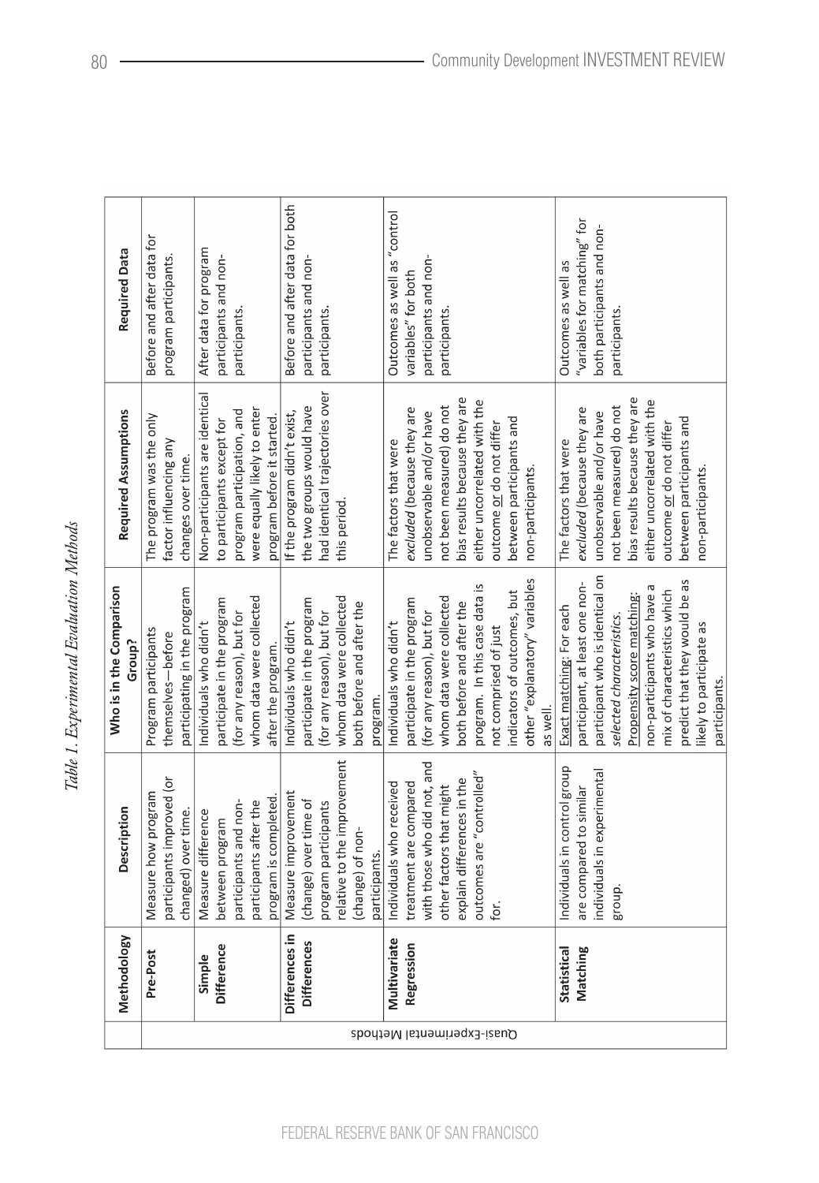*Table 1. Experimental Evaluation Methods*

| | Methodology | Description | Who is in the Comparison Group? | Required Assumptions | Required Data |
|---|---|---|---|---|---|
| Quasi-Experimental Methods | **Pre-Post** | Measure how program participants improved (or changed) over time. | Program participants themselves—before participating in the program | The program was the only factor influencing any changes over time. | Before and after data for program participants. |
| | **Simple Difference** | Measure difference between program participants and non-participants after the program is completed. | Individuals who didn't participate in the program (for any reason), but for whom data were collected after the program. | Non-participants are identical to participants except for program participation, and were equally likely to enter program before it started. | After data for program participants and non-participants. |
| | **Differences in Differences** | Measure improvement (change) over time of program participants relative to the improvement (change) of non-participants. | Individuals who didn't participate in the program (for any reason), but for whom data were collected both before and after the program. | If the program didn't exist, the two groups would have had identical trajectories over this period. | Before and after data for both participants and non-participants. |
| | **Multivariate Regression** | Individuals who received treatment are compared with those who did not, and other factors that might explain differences in the outcomes are "controlled" for. | Individuals who didn't participate in the program (for any reason), but for whom data were collected both before and after the program. In this case data is not comprised of just indicators of outcomes, but other "explanatory" variables as well. | The factors that were *excluded* (because they are unobservable and/or have not been measured) do not bias results because they are either uncorrelated with the outcome or do not differ between participants and non-participants. | Outcomes as well as "control variables" for both participants and non-participants. |
| | **Statistical Matching** | Individuals in control group are compared to similar individuals in experimental group. | Exact matching: For each participant, at least one non-participant who is identical on *selected characteristics*. Propensity score matching: non-participants who have a mix of characteristics which predict that they would be as likely to participate as participants. | The factors that were *excluded* (because they are unobservable and/or have not been measured) do not bias results because they are either uncorrelated with the outcome or do not differ between participants and non-participants. | Outcomes as well as "variables for matching" for both participants and non-participants. |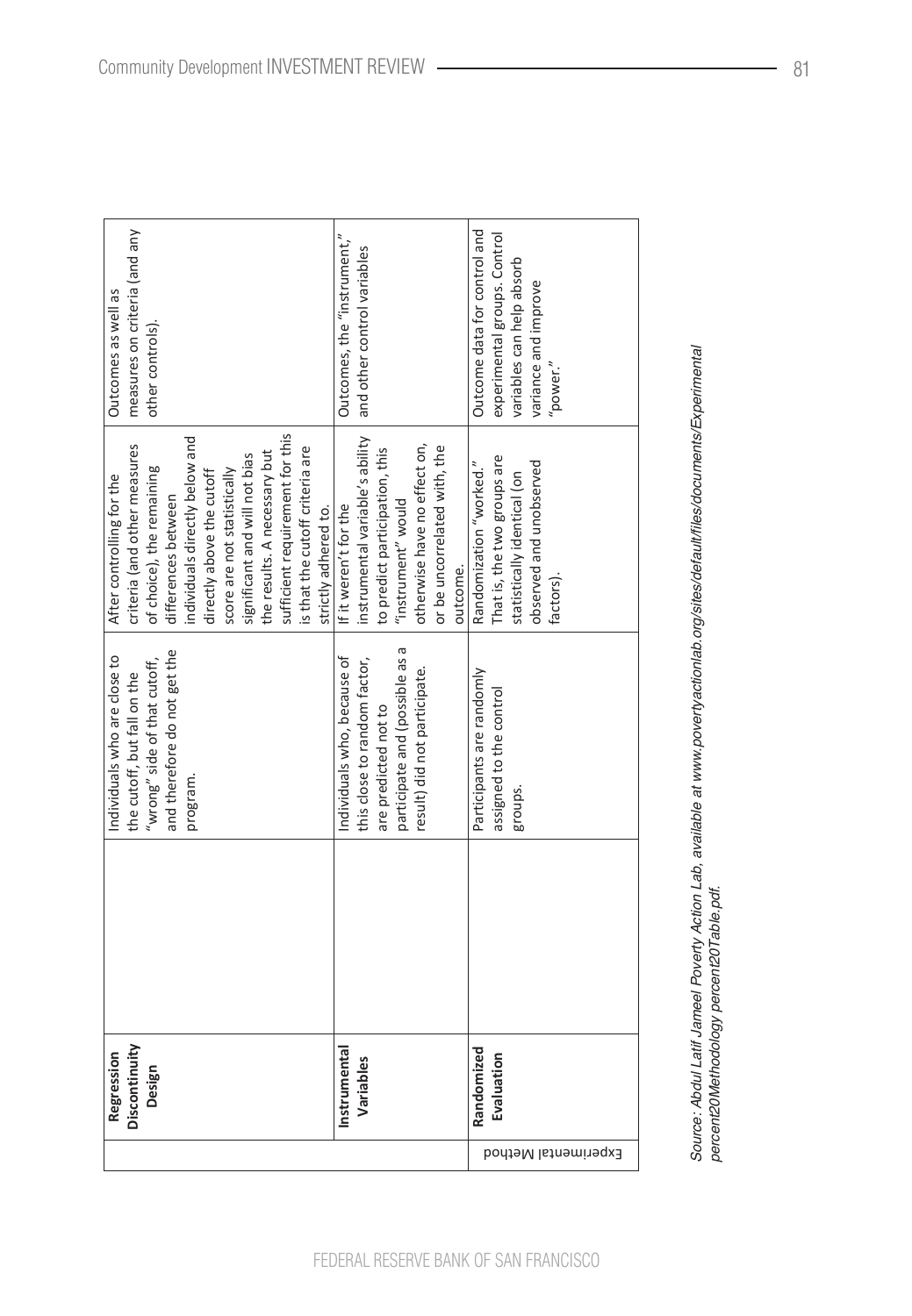| | Method | Who is in the comparison group? | Required Assumptions | Required Data |
|---|---|---|---|---|
| Experimental Method | Regression Discontinuity Design | Individuals who are close to the cutoff, but fall on the "wrong" side of that cutoff, and therefore do not get the program. | After controlling for the criteria (and other measures of choice), the remaining differences between individuals directly below and directly above the cutoff score are not statistically significant and will not bias the results. A necessary but sufficient requirement for this is that the cutoff criteria are strictly adhered to. | Outcomes as well as measures on criteria (and any other controls). |
| | Instrumental Variables | Individuals who, because of this close to random factor, are predicted not to participate and (possible as a result) did not participate. | If it weren't for the instrumental variable's ability to predict participation, this "instrument" would otherwise have no effect on, or be uncorrelated with, the outcome. | Outcomes, the "instrument," and other control variables |
| | Randomized Evaluation | Participants are randomly assigned to the control groups. | Randomization "worked." That is, the two groups are statistically identical (on observed and unobserved factors). | Outcome data for control and experimental groups. Control variables can help absorb variance and improve "power." |

*Source: Abdul Latif Jameel Poverty Action Lab, available at www.povertyactionlab.org/sites/default/files/documents/Experimental percent20Methodology percent20Table.pdf.*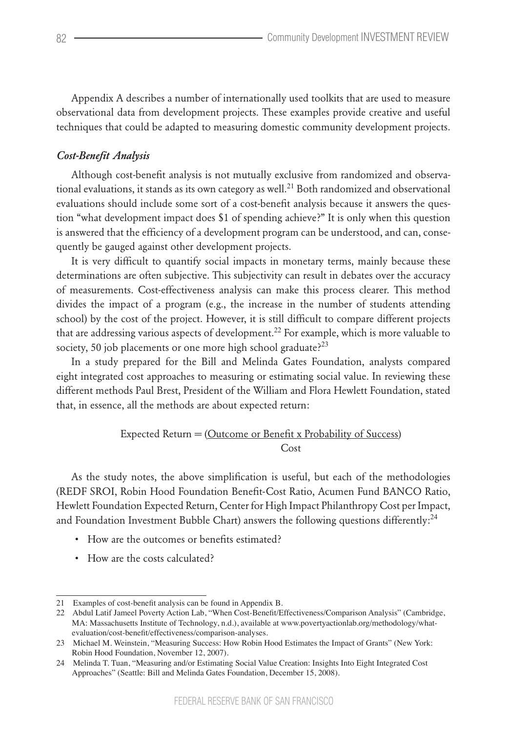Appendix A describes a number of internationally used toolkits that are used to measure observational data from development projects. These examples provide creative and useful techniques that could be adapted to measuring domestic community development projects.

### *Cost-Benefit Analysis*

Although cost-benefit analysis is not mutually exclusive from randomized and observational evaluations, it stands as its own category as well.[21] Both randomized and observational evaluations should include some sort of a cost-benefit analysis because it answers the question "what development impact does $1 of spending achieve?" It is only when this question is answered that the efficiency of a development program can be understood, and can, consequently be gauged against other development projects.

It is very difficult to quantify social impacts in monetary terms, mainly because these determinations are often subjective. This subjectivity can result in debates over the accuracy of measurements. Cost-effectiveness analysis can make this process clearer. This method divides the impact of a program (e.g., the increase in the number of students attending school) by the cost of the project. However, it is still difficult to compare different projects that are addressing various aspects of development.[22] For example, which is more valuable to society, 50 job placements or one more high school graduate?[23]

In a study prepared for the Bill and Melinda Gates Foundation, analysts compared eight integrated cost approaches to measuring or estimating social value. In reviewing these different methods Paul Brest, President of the William and Flora Hewlett Foundation, stated that, in essence, all the methods are about expected return:

$$\text{Expected Return} = \frac{\text{(Outcome or Benefit x Probability of Success)}}{\text{Cost}}$$

As the study notes, the above simplification is useful, but each of the methodologies (REDF SROI, Robin Hood Foundation Benefit-Cost Ratio, Acumen Fund BANCO Ratio, Hewlett Foundation Expected Return, Center for High Impact Philanthropy Cost per Impact, and Foundation Investment Bubble Chart) answers the following questions differently:[24]

- How are the outcomes or benefits estimated?
- How are the costs calculated?

---

21 Examples of cost-benefit analysis can be found in Appendix B.

22 Abdul Latif Jameel Poverty Action Lab, "When Cost-Benefit/Effectiveness/Comparison Analysis" (Cambridge, MA: Massachusetts Institute of Technology, n.d.), available at www.povertyactionlab.org/methodology/what-evaluation/cost-benefit/effectiveness/comparison-analyses.

23 Michael M. Weinstein, "Measuring Success: How Robin Hood Estimates the Impact of Grants" (New York: Robin Hood Foundation, November 12, 2007).

24 Melinda T. Tuan, "Measuring and/or Estimating Social Value Creation: Insights Into Eight Integrated Cost Approaches" (Seattle: Bill and Melinda Gates Foundation, December 15, 2008).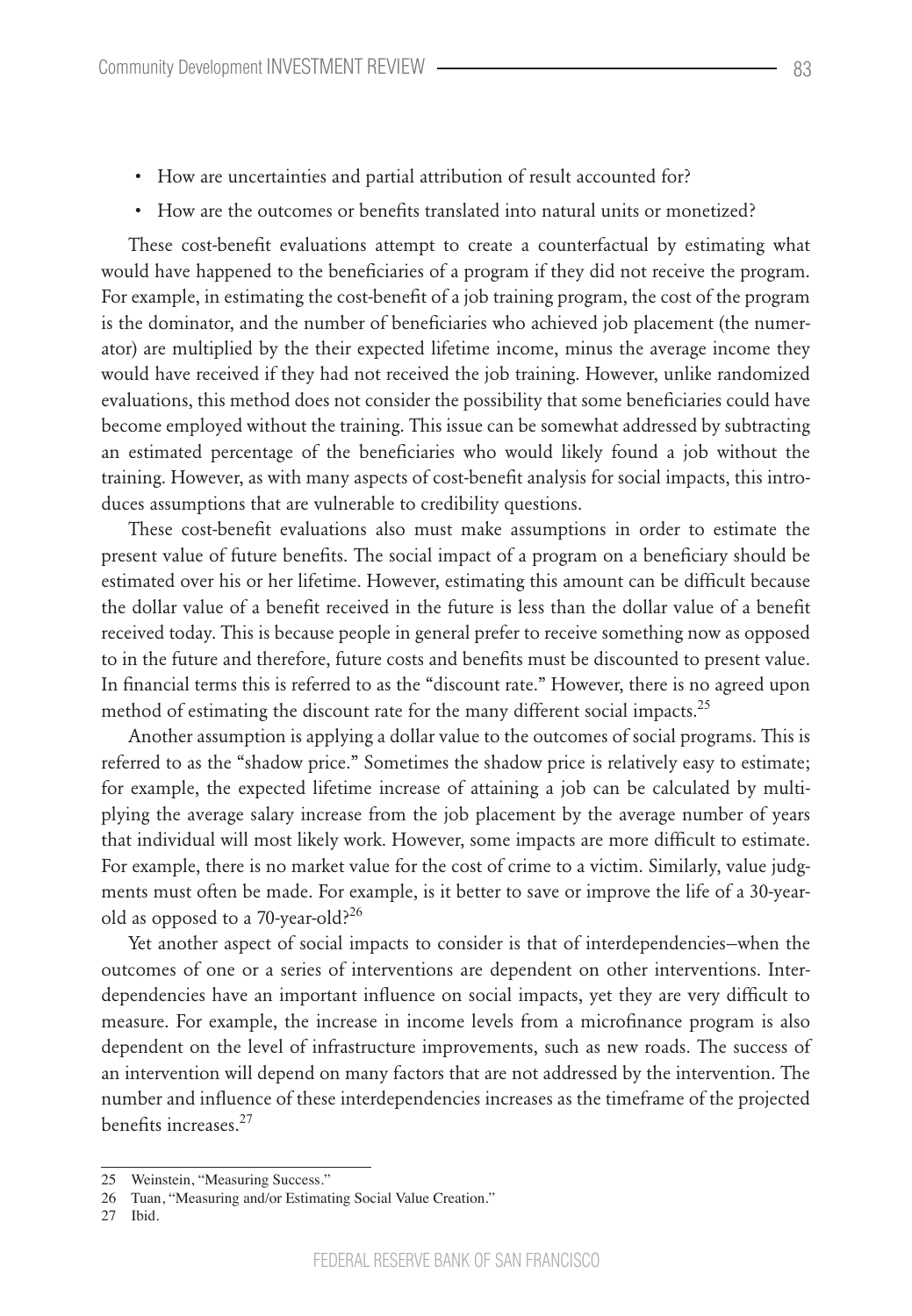- How are uncertainties and partial attribution of result accounted for?
- How are the outcomes or benefits translated into natural units or monetized?

These cost-benefit evaluations attempt to create a counterfactual by estimating what would have happened to the beneficiaries of a program if they did not receive the program. For example, in estimating the cost-benefit of a job training program, the cost of the program is the dominator, and the number of beneficiaries who achieved job placement (the numerator) are multiplied by the their expected lifetime income, minus the average income they would have received if they had not received the job training. However, unlike randomized evaluations, this method does not consider the possibility that some beneficiaries could have become employed without the training. This issue can be somewhat addressed by subtracting an estimated percentage of the beneficiaries who would likely found a job without the training. However, as with many aspects of cost-benefit analysis for social impacts, this introduces assumptions that are vulnerable to credibility questions.

These cost-benefit evaluations also must make assumptions in order to estimate the present value of future benefits. The social impact of a program on a beneficiary should be estimated over his or her lifetime. However, estimating this amount can be difficult because the dollar value of a benefit received in the future is less than the dollar value of a benefit received today. This is because people in general prefer to receive something now as opposed to in the future and therefore, future costs and benefits must be discounted to present value. In financial terms this is referred to as the "discount rate." However, there is no agreed upon method of estimating the discount rate for the many different social impacts.[25]

Another assumption is applying a dollar value to the outcomes of social programs. This is referred to as the "shadow price." Sometimes the shadow price is relatively easy to estimate; for example, the expected lifetime increase of attaining a job can be calculated by multiplying the average salary increase from the job placement by the average number of years that individual will most likely work. However, some impacts are more difficult to estimate. For example, there is no market value for the cost of crime to a victim. Similarly, value judgments must often be made. For example, is it better to save or improve the life of a 30-year-old as opposed to a 70-year-old?[26]

Yet another aspect of social impacts to consider is that of interdependencies–when the outcomes of one or a series of interventions are dependent on other interventions. Interdependencies have an important influence on social impacts, yet they are very difficult to measure. For example, the increase in income levels from a microfinance program is also dependent on the level of infrastructure improvements, such as new roads. The success of an intervention will depend on many factors that are not addressed by the intervention. The number and influence of these interdependencies increases as the timeframe of the projected benefits increases.[27]

---

25 Weinstein, "Measuring Success."

26 Tuan, "Measuring and/or Estimating Social Value Creation."

27 Ibid.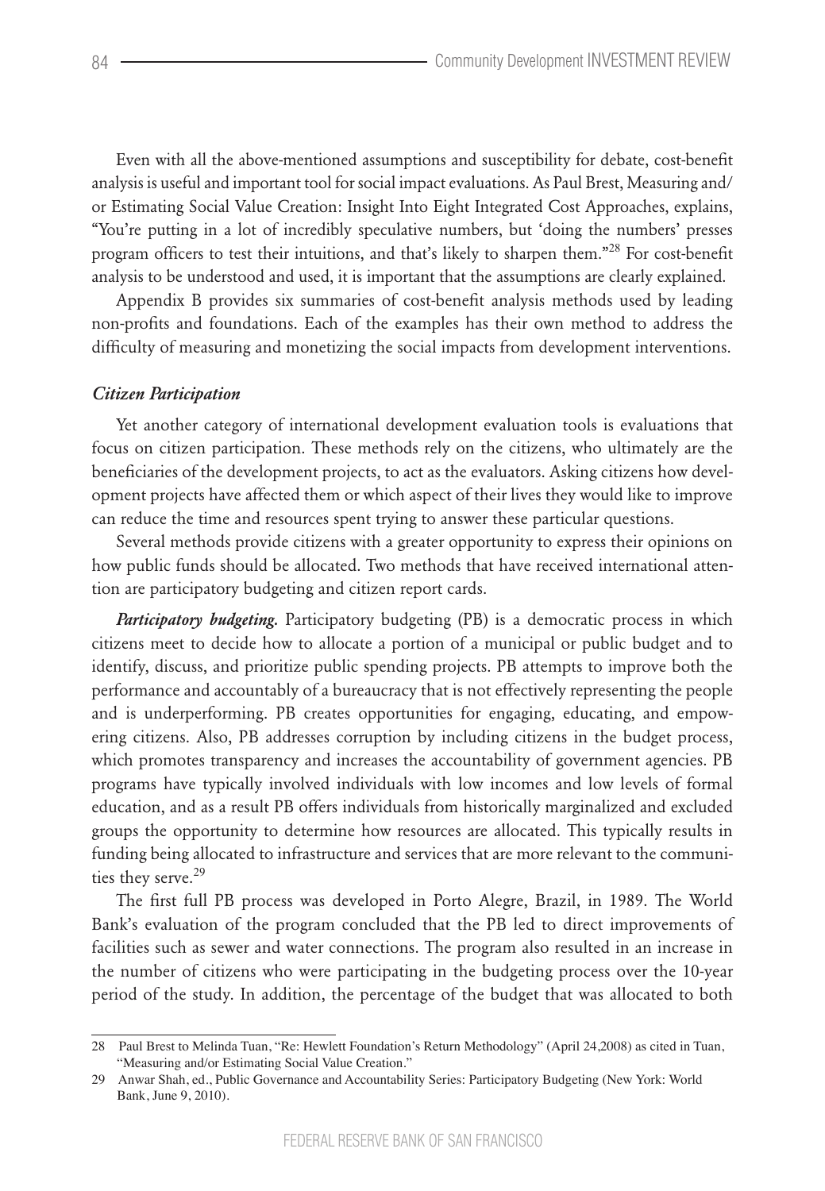Even with all the above-mentioned assumptions and susceptibility for debate, cost-benefit analysis is useful and important tool for social impact evaluations. As Paul Brest, Measuring and/or Estimating Social Value Creation: Insight Into Eight Integrated Cost Approaches, explains, "You're putting in a lot of incredibly speculative numbers, but 'doing the numbers' presses program officers to test their intuitions, and that's likely to sharpen them."[28] For cost-benefit analysis to be understood and used, it is important that the assumptions are clearly explained.

Appendix B provides six summaries of cost-benefit analysis methods used by leading non-profits and foundations. Each of the examples has their own method to address the difficulty of measuring and monetizing the social impacts from development interventions.

### *Citizen Participation*

Yet another category of international development evaluation tools is evaluations that focus on citizen participation. These methods rely on the citizens, who ultimately are the beneficiaries of the development projects, to act as the evaluators. Asking citizens how development projects have affected them or which aspect of their lives they would like to improve can reduce the time and resources spent trying to answer these particular questions.

Several methods provide citizens with a greater opportunity to express their opinions on how public funds should be allocated. Two methods that have received international attention are participatory budgeting and citizen report cards.

***Participatory budgeting.*** Participatory budgeting (PB) is a democratic process in which citizens meet to decide how to allocate a portion of a municipal or public budget and to identify, discuss, and prioritize public spending projects. PB attempts to improve both the performance and accountably of a bureaucracy that is not effectively representing the people and is underperforming. PB creates opportunities for engaging, educating, and empowering citizens. Also, PB addresses corruption by including citizens in the budget process, which promotes transparency and increases the accountability of government agencies. PB programs have typically involved individuals with low incomes and low levels of formal education, and as a result PB offers individuals from historically marginalized and excluded groups the opportunity to determine how resources are allocated. This typically results in funding being allocated to infrastructure and services that are more relevant to the communities they serve.[29]

The first full PB process was developed in Porto Alegre, Brazil, in 1989. The World Bank's evaluation of the program concluded that the PB led to direct improvements of facilities such as sewer and water connections. The program also resulted in an increase in the number of citizens who were participating in the budgeting process over the 10-year period of the study. In addition, the percentage of the budget that was allocated to both

---

28 Paul Brest to Melinda Tuan, "Re: Hewlett Foundation's Return Methodology" (April 24,2008) as cited in Tuan, "Measuring and/or Estimating Social Value Creation."

29 Anwar Shah, ed., Public Governance and Accountability Series: Participatory Budgeting (New York: World Bank, June 9, 2010).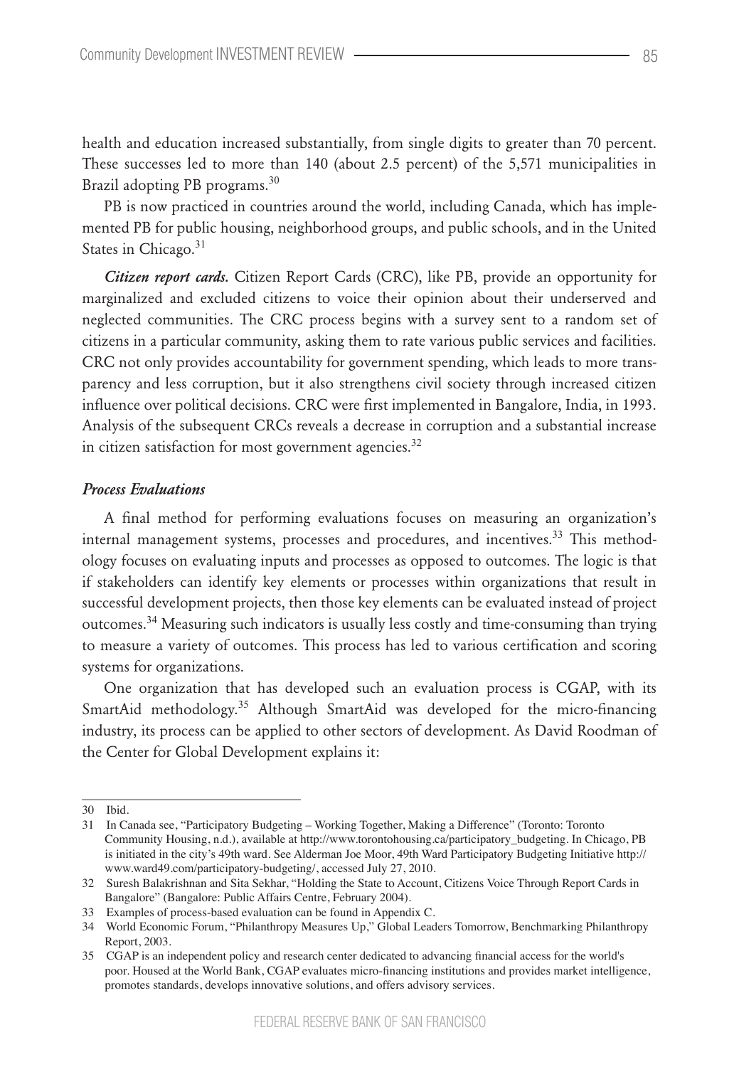health and education increased substantially, from single digits to greater than 70 percent. These successes led to more than 140 (about 2.5 percent) of the 5,571 municipalities in Brazil adopting PB programs.[30]

PB is now practiced in countries around the world, including Canada, which has implemented PB for public housing, neighborhood groups, and public schools, and in the United States in Chicago.[31]

***Citizen report cards.*** Citizen Report Cards (CRC), like PB, provide an opportunity for marginalized and excluded citizens to voice their opinion about their underserved and neglected communities. The CRC process begins with a survey sent to a random set of citizens in a particular community, asking them to rate various public services and facilities. CRC not only provides accountability for government spending, which leads to more transparency and less corruption, but it also strengthens civil society through increased citizen influence over political decisions. CRC were first implemented in Bangalore, India, in 1993. Analysis of the subsequent CRCs reveals a decrease in corruption and a substantial increase in citizen satisfaction for most government agencies.[32]

### *Process Evaluations*

A final method for performing evaluations focuses on measuring an organization's internal management systems, processes and procedures, and incentives.[33] This methodology focuses on evaluating inputs and processes as opposed to outcomes. The logic is that if stakeholders can identify key elements or processes within organizations that result in successful development projects, then those key elements can be evaluated instead of project outcomes.[34] Measuring such indicators is usually less costly and time-consuming than trying to measure a variety of outcomes. This process has led to various certification and scoring systems for organizations.

One organization that has developed such an evaluation process is CGAP, with its SmartAid methodology.[35] Although SmartAid was developed for the micro-financing industry, its process can be applied to other sectors of development. As David Roodman of the Center for Global Development explains it:

---

30 Ibid.

31 In Canada see, "Participatory Budgeting – Working Together, Making a Difference" (Toronto: Toronto Community Housing, n.d.), available at http://www.torontohousing.ca/participatory_budgeting. In Chicago, PB is initiated in the city's 49th ward. See Alderman Joe Moor, 49th Ward Participatory Budgeting Initiative http://www.ward49.com/participatory-budgeting/, accessed July 27, 2010.

32 Suresh Balakrishnan and Sita Sekhar, "Holding the State to Account, Citizens Voice Through Report Cards in Bangalore" (Bangalore: Public Affairs Centre, February 2004).

33 Examples of process-based evaluation can be found in Appendix C.

34 World Economic Forum, "Philanthropy Measures Up," Global Leaders Tomorrow, Benchmarking Philanthropy Report, 2003.

35 CGAP is an independent policy and research center dedicated to advancing financial access for the world's poor. Housed at the World Bank, CGAP evaluates micro-financing institutions and provides market intelligence, promotes standards, develops innovative solutions, and offers advisory services.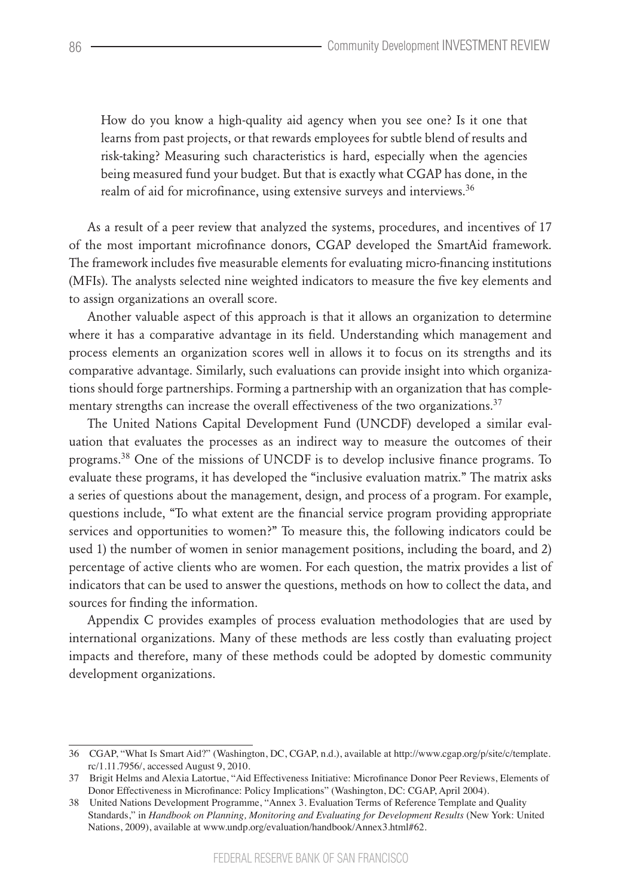> How do you know a high-quality aid agency when you see one? Is it one that learns from past projects, or that rewards employees for subtle blend of results and risk-taking? Measuring such characteristics is hard, especially when the agencies being measured fund your budget. But that is exactly what CGAP has done, in the realm of aid for microfinance, using extensive surveys and interviews.[36]

As a result of a peer review that analyzed the systems, procedures, and incentives of 17 of the most important microfinance donors, CGAP developed the SmartAid framework. The framework includes five measurable elements for evaluating micro-financing institutions (MFIs). The analysts selected nine weighted indicators to measure the five key elements and to assign organizations an overall score.

Another valuable aspect of this approach is that it allows an organization to determine where it has a comparative advantage in its field. Understanding which management and process elements an organization scores well in allows it to focus on its strengths and its comparative advantage. Similarly, such evaluations can provide insight into which organizations should forge partnerships. Forming a partnership with an organization that has complementary strengths can increase the overall effectiveness of the two organizations.[37]

The United Nations Capital Development Fund (UNCDF) developed a similar evaluation that evaluates the processes as an indirect way to measure the outcomes of their programs.[38] One of the missions of UNCDF is to develop inclusive finance programs. To evaluate these programs, it has developed the "inclusive evaluation matrix." The matrix asks a series of questions about the management, design, and process of a program. For example, questions include, "To what extent are the financial service program providing appropriate services and opportunities to women?" To measure this, the following indicators could be used 1) the number of women in senior management positions, including the board, and 2) percentage of active clients who are women. For each question, the matrix provides a list of indicators that can be used to answer the questions, methods on how to collect the data, and sources for finding the information.

Appendix C provides examples of process evaluation methodologies that are used by international organizations. Many of these methods are less costly than evaluating project impacts and therefore, many of these methods could be adopted by domestic community development organizations.

---

36 CGAP, "What Is Smart Aid?" (Washington, DC, CGAP, n.d.), available at http://www.cgap.org/p/site/c/template.rc/1.11.7956/, accessed August 9, 2010.

37 Brigit Helms and Alexia Latortue, "Aid Effectiveness Initiative: Microfinance Donor Peer Reviews, Elements of Donor Effectiveness in Microfinance: Policy Implications" (Washington, DC: CGAP, April 2004).

38 United Nations Development Programme, "Annex 3. Evaluation Terms of Reference Template and Quality Standards," in *Handbook on Planning, Monitoring and Evaluating for Development Results* (New York: United Nations, 2009), available at www.undp.org/evaluation/handbook/Annex3.html#62.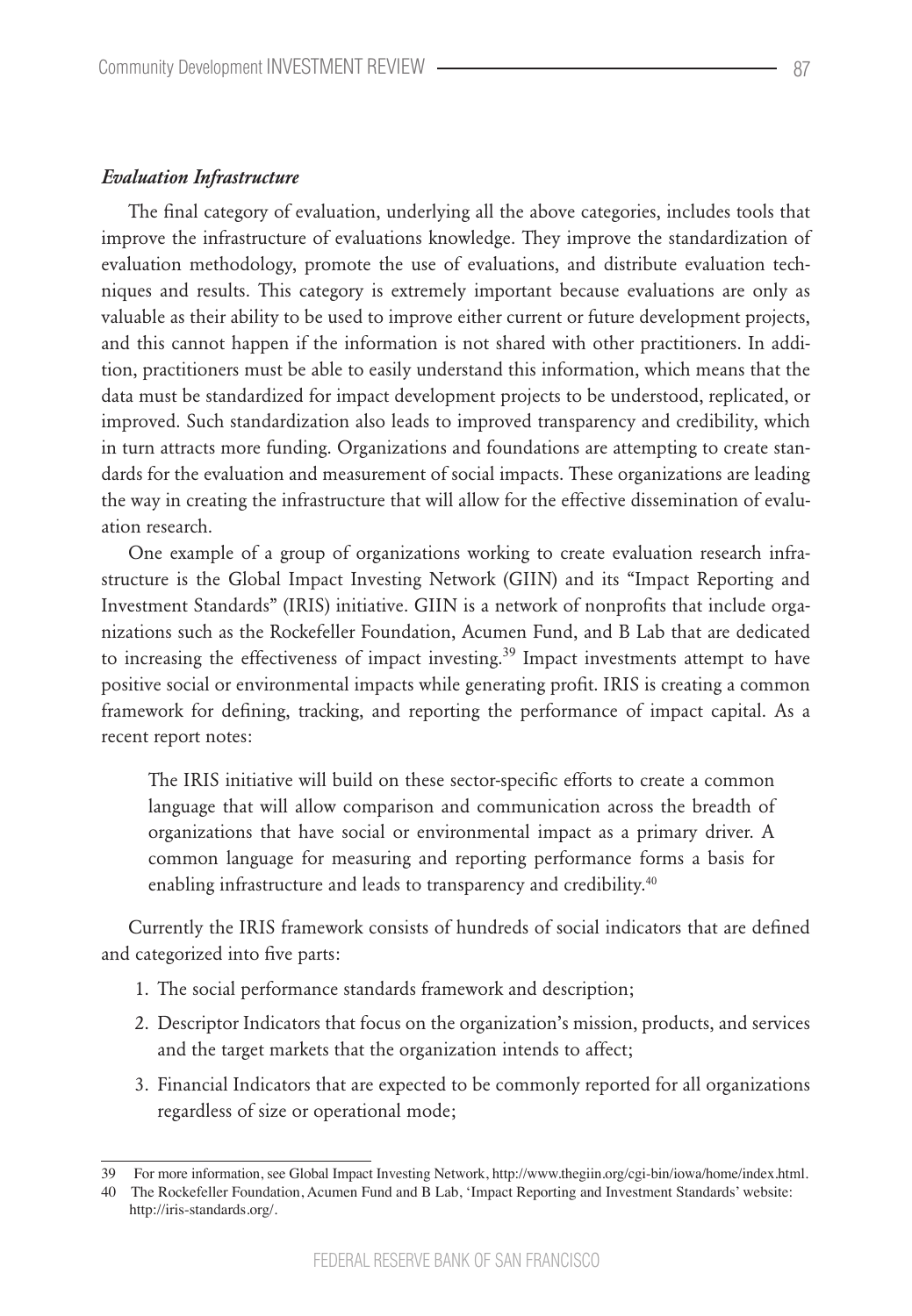### *Evaluation Infrastructure*

The final category of evaluation, underlying all the above categories, includes tools that improve the infrastructure of evaluations knowledge. They improve the standardization of evaluation methodology, promote the use of evaluations, and distribute evaluation techniques and results. This category is extremely important because evaluations are only as valuable as their ability to be used to improve either current or future development projects, and this cannot happen if the information is not shared with other practitioners. In addition, practitioners must be able to easily understand this information, which means that the data must be standardized for impact development projects to be understood, replicated, or improved. Such standardization also leads to improved transparency and credibility, which in turn attracts more funding. Organizations and foundations are attempting to create standards for the evaluation and measurement of social impacts. These organizations are leading the way in creating the infrastructure that will allow for the effective dissemination of evaluation research.

One example of a group of organizations working to create evaluation research infrastructure is the Global Impact Investing Network (GIIN) and its "Impact Reporting and Investment Standards" (IRIS) initiative. GIIN is a network of nonprofits that include organizations such as the Rockefeller Foundation, Acumen Fund, and B Lab that are dedicated to increasing the effectiveness of impact investing.[39] Impact investments attempt to have positive social or environmental impacts while generating profit. IRIS is creating a common framework for defining, tracking, and reporting the performance of impact capital. As a recent report notes:

> The IRIS initiative will build on these sector-specific efforts to create a common language that will allow comparison and communication across the breadth of organizations that have social or environmental impact as a primary driver. A common language for measuring and reporting performance forms a basis for enabling infrastructure and leads to transparency and credibility.[40]

Currently the IRIS framework consists of hundreds of social indicators that are defined and categorized into five parts:

1. The social performance standards framework and description;
2. Descriptor Indicators that focus on the organization's mission, products, and services and the target markets that the organization intends to affect;
3. Financial Indicators that are expected to be commonly reported for all organizations regardless of size or operational mode;

---

39 For more information, see Global Impact Investing Network, http://www.thegiin.org/cgi-bin/iowa/home/index.html.

40 The Rockefeller Foundation, Acumen Fund and B Lab, 'Impact Reporting and Investment Standards' website: http://iris-standards.org/.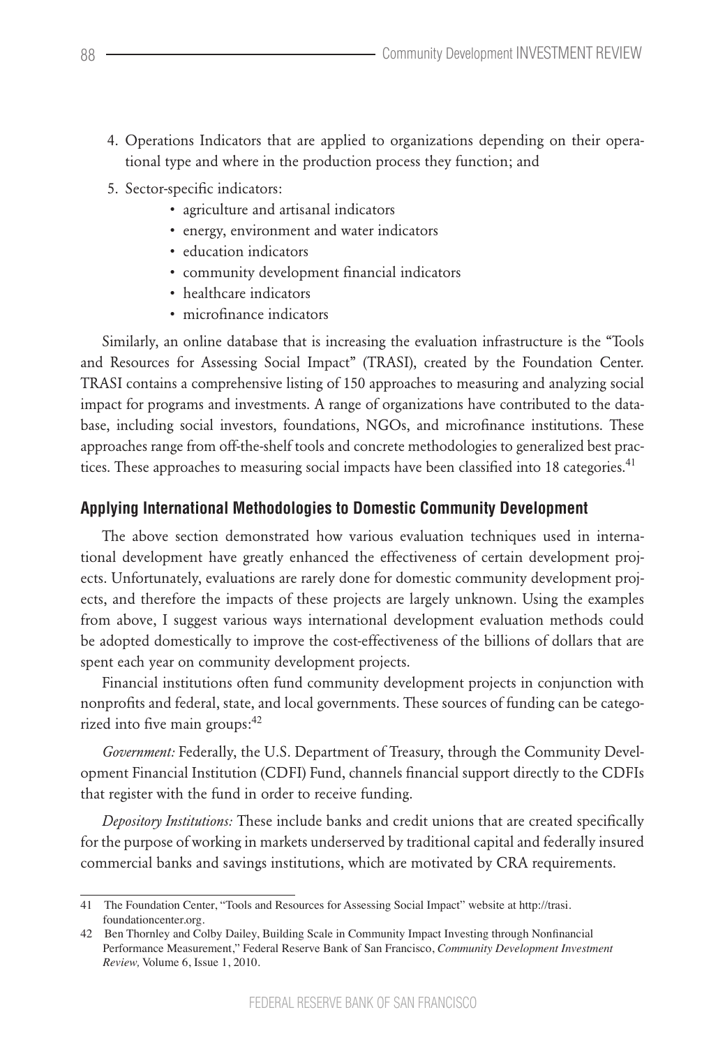4. Operations Indicators that are applied to organizations depending on their operational type and where in the production process they function; and
5. Sector-specific indicators:
    - agriculture and artisanal indicators
    - energy, environment and water indicators
    - education indicators
    - community development financial indicators
    - healthcare indicators
    - microfinance indicators

Similarly, an online database that is increasing the evaluation infrastructure is the "Tools and Resources for Assessing Social Impact" (TRASI), created by the Foundation Center. TRASI contains a comprehensive listing of 150 approaches to measuring and analyzing social impact for programs and investments. A range of organizations have contributed to the database, including social investors, foundations, NGOs, and microfinance institutions. These approaches range from off-the-shelf tools and concrete methodologies to generalized best practices. These approaches to measuring social impacts have been classified into 18 categories.[41]

### Applying International Methodologies to Domestic Community Development

The above section demonstrated how various evaluation techniques used in international development have greatly enhanced the effectiveness of certain development projects. Unfortunately, evaluations are rarely done for domestic community development projects, and therefore the impacts of these projects are largely unknown. Using the examples from above, I suggest various ways international development evaluation methods could be adopted domestically to improve the cost-effectiveness of the billions of dollars that are spent each year on community development projects.

Financial institutions often fund community development projects in conjunction with nonprofits and federal, state, and local governments. These sources of funding can be categorized into five main groups:[42]

*Government:* Federally, the U.S. Department of Treasury, through the Community Development Financial Institution (CDFI) Fund, channels financial support directly to the CDFIs that register with the fund in order to receive funding.

*Depository Institutions:* These include banks and credit unions that are created specifically for the purpose of working in markets underserved by traditional capital and federally insured commercial banks and savings institutions, which are motivated by CRA requirements.

---

41 The Foundation Center, "Tools and Resources for Assessing Social Impact" website at http://trasi.foundationcenter.org.

42 Ben Thornley and Colby Dailey, Building Scale in Community Impact Investing through Nonfinancial Performance Measurement," Federal Reserve Bank of San Francisco, *Community Development Investment Review,* Volume 6, Issue 1, 2010.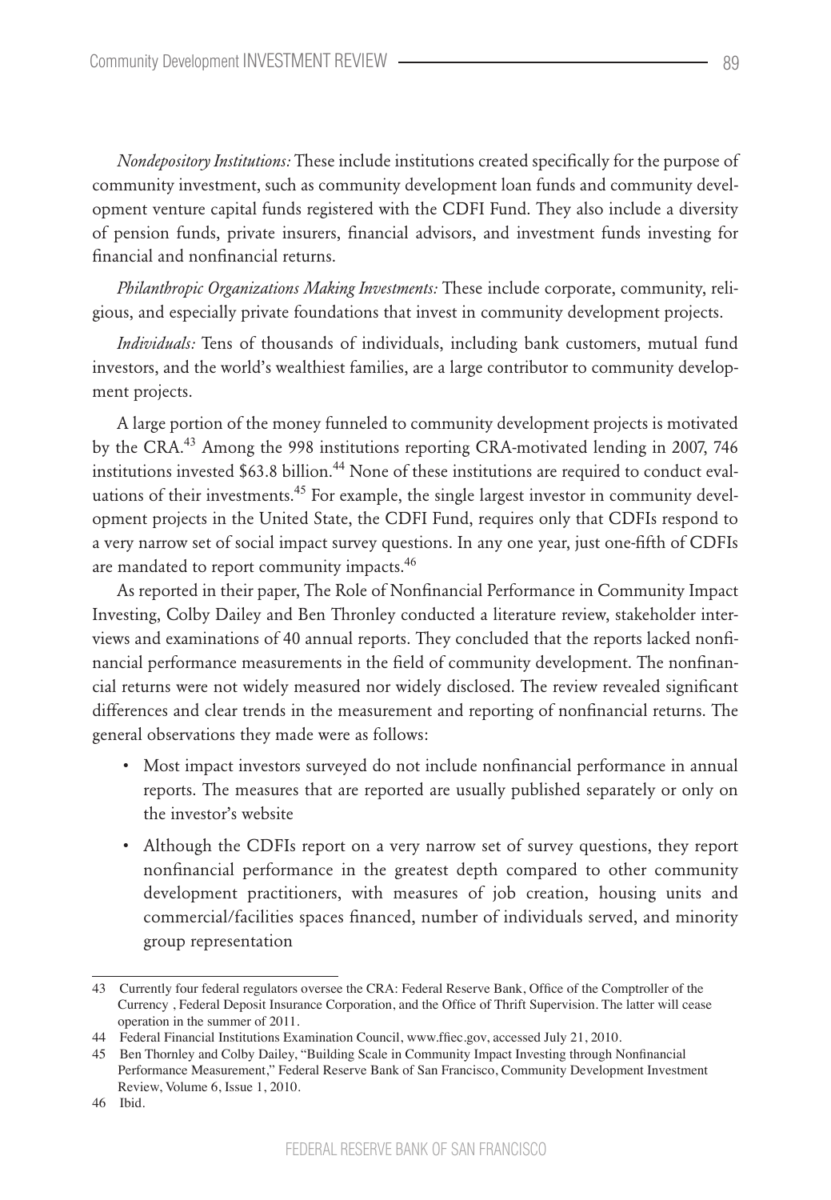*Nondepository Institutions:* These include institutions created specifically for the purpose of community investment, such as community development loan funds and community development venture capital funds registered with the CDFI Fund. They also include a diversity of pension funds, private insurers, financial advisors, and investment funds investing for financial and nonfinancial returns.

*Philanthropic Organizations Making Investments:* These include corporate, community, religious, and especially private foundations that invest in community development projects.

*Individuals:* Tens of thousands of individuals, including bank customers, mutual fund investors, and the world's wealthiest families, are a large contributor to community development projects.

A large portion of the money funneled to community development projects is motivated by the CRA.[43] Among the 998 institutions reporting CRA-motivated lending in 2007, 746 institutions invested $63.8 billion.[44] None of these institutions are required to conduct evaluations of their investments.[45] For example, the single largest investor in community development projects in the United State, the CDFI Fund, requires only that CDFIs respond to a very narrow set of social impact survey questions. In any one year, just one-fifth of CDFIs are mandated to report community impacts.[46]

As reported in their paper, The Role of Nonfinancial Performance in Community Impact Investing, Colby Dailey and Ben Thronley conducted a literature review, stakeholder interviews and examinations of 40 annual reports. They concluded that the reports lacked nonfinancial performance measurements in the field of community development. The nonfinancial returns were not widely measured nor widely disclosed. The review revealed significant differences and clear trends in the measurement and reporting of nonfinancial returns. The general observations they made were as follows:

- Most impact investors surveyed do not include nonfinancial performance in annual reports. The measures that are reported are usually published separately or only on the investor's website
- Although the CDFIs report on a very narrow set of survey questions, they report nonfinancial performance in the greatest depth compared to other community development practitioners, with measures of job creation, housing units and commercial/facilities spaces financed, number of individuals served, and minority group representation

---

43 Currently four federal regulators oversee the CRA: Federal Reserve Bank, Office of the Comptroller of the Currency , Federal Deposit Insurance Corporation, and the Office of Thrift Supervision. The latter will cease operation in the summer of 2011.

44 Federal Financial Institutions Examination Council, www.ffiec.gov, accessed July 21, 2010.

45 Ben Thornley and Colby Dailey, "Building Scale in Community Impact Investing through Nonfinancial Performance Measurement," Federal Reserve Bank of San Francisco, Community Development Investment Review, Volume 6, Issue 1, 2010.

46 Ibid.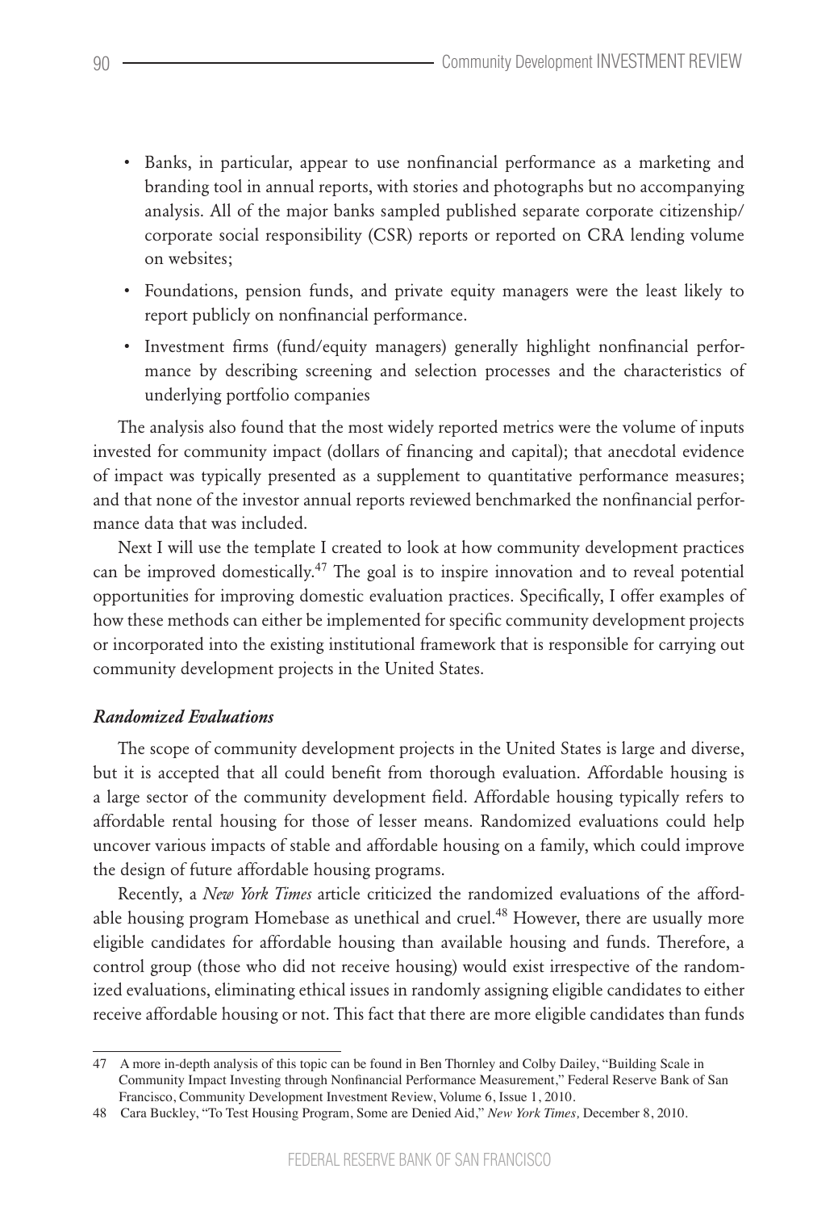- Banks, in particular, appear to use nonfinancial performance as a marketing and branding tool in annual reports, with stories and photographs but no accompanying analysis. All of the major banks sampled published separate corporate citizenship/ corporate social responsibility (CSR) reports or reported on CRA lending volume on websites;
- Foundations, pension funds, and private equity managers were the least likely to report publicly on nonfinancial performance.
- Investment firms (fund/equity managers) generally highlight nonfinancial performance by describing screening and selection processes and the characteristics of underlying portfolio companies

The analysis also found that the most widely reported metrics were the volume of inputs invested for community impact (dollars of financing and capital); that anecdotal evidence of impact was typically presented as a supplement to quantitative performance measures; and that none of the investor annual reports reviewed benchmarked the nonfinancial performance data that was included.

Next I will use the template I created to look at how community development practices can be improved domestically.[47] The goal is to inspire innovation and to reveal potential opportunities for improving domestic evaluation practices. Specifically, I offer examples of how these methods can either be implemented for specific community development projects or incorporated into the existing institutional framework that is responsible for carrying out community development projects in the United States.

### *Randomized Evaluations*

The scope of community development projects in the United States is large and diverse, but it is accepted that all could benefit from thorough evaluation. Affordable housing is a large sector of the community development field. Affordable housing typically refers to affordable rental housing for those of lesser means. Randomized evaluations could help uncover various impacts of stable and affordable housing on a family, which could improve the design of future affordable housing programs.

Recently, a *New York Times* article criticized the randomized evaluations of the affordable housing program Homebase as unethical and cruel.[48] However, there are usually more eligible candidates for affordable housing than available housing and funds. Therefore, a control group (those who did not receive housing) would exist irrespective of the randomized evaluations, eliminating ethical issues in randomly assigning eligible candidates to either receive affordable housing or not. This fact that there are more eligible candidates than funds

---

47 A more in-depth analysis of this topic can be found in Ben Thornley and Colby Dailey, "Building Scale in Community Impact Investing through Nonfinancial Performance Measurement," Federal Reserve Bank of San Francisco, Community Development Investment Review, Volume 6, Issue 1, 2010.

48 Cara Buckley, "To Test Housing Program, Some are Denied Aid," *New York Times,* December 8, 2010.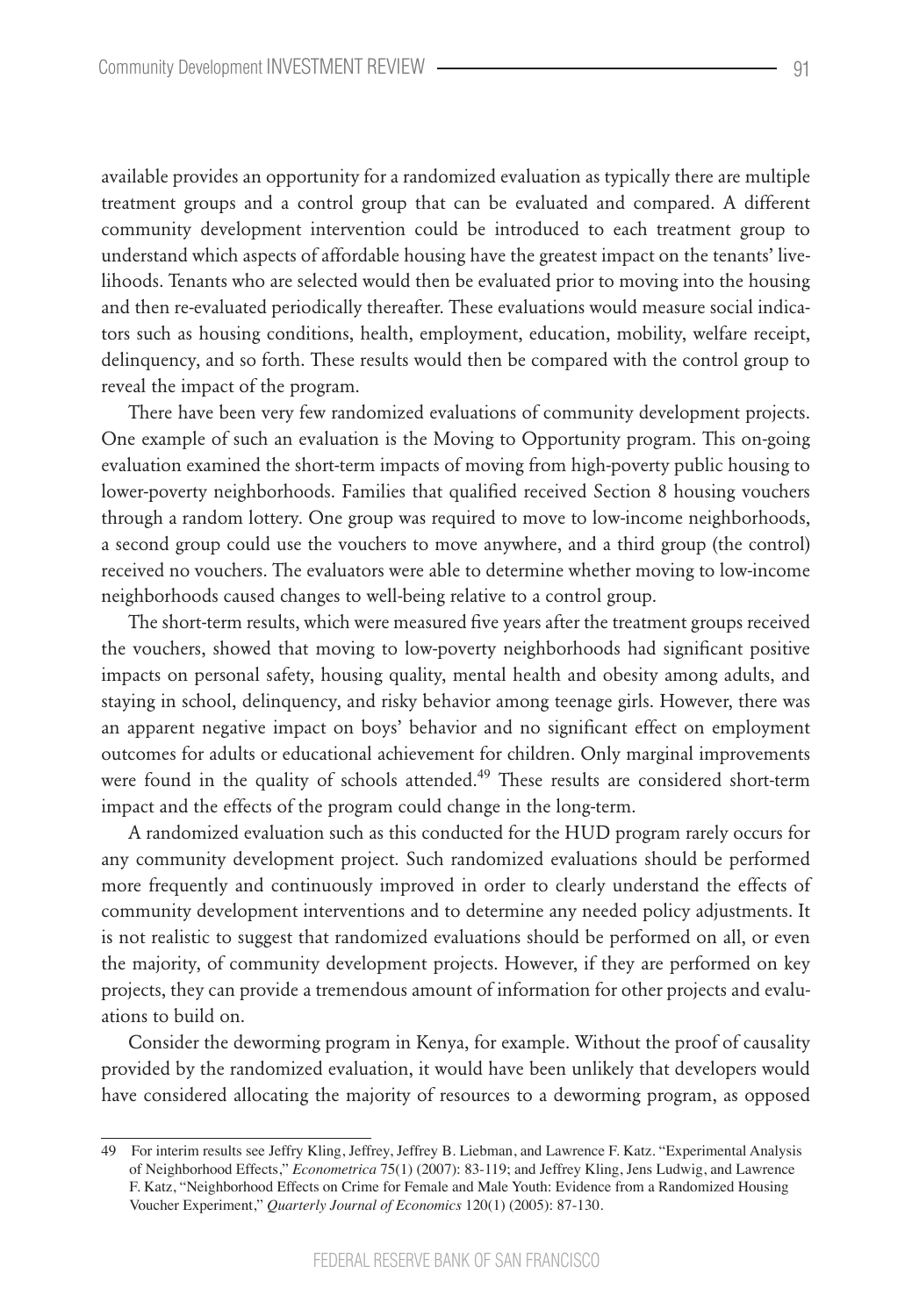available provides an opportunity for a randomized evaluation as typically there are multiple treatment groups and a control group that can be evaluated and compared. A different community development intervention could be introduced to each treatment group to understand which aspects of affordable housing have the greatest impact on the tenants' livelihoods. Tenants who are selected would then be evaluated prior to moving into the housing and then re-evaluated periodically thereafter. These evaluations would measure social indicators such as housing conditions, health, employment, education, mobility, welfare receipt, delinquency, and so forth. These results would then be compared with the control group to reveal the impact of the program.

There have been very few randomized evaluations of community development projects. One example of such an evaluation is the Moving to Opportunity program. This on-going evaluation examined the short-term impacts of moving from high-poverty public housing to lower-poverty neighborhoods. Families that qualified received Section 8 housing vouchers through a random lottery. One group was required to move to low-income neighborhoods, a second group could use the vouchers to move anywhere, and a third group (the control) received no vouchers. The evaluators were able to determine whether moving to low-income neighborhoods caused changes to well-being relative to a control group.

The short-term results, which were measured five years after the treatment groups received the vouchers, showed that moving to low-poverty neighborhoods had significant positive impacts on personal safety, housing quality, mental health and obesity among adults, and staying in school, delinquency, and risky behavior among teenage girls. However, there was an apparent negative impact on boys' behavior and no significant effect on employment outcomes for adults or educational achievement for children. Only marginal improvements were found in the quality of schools attended.[49] These results are considered short-term impact and the effects of the program could change in the long-term.

A randomized evaluation such as this conducted for the HUD program rarely occurs for any community development project. Such randomized evaluations should be performed more frequently and continuously improved in order to clearly understand the effects of community development interventions and to determine any needed policy adjustments. It is not realistic to suggest that randomized evaluations should be performed on all, or even the majority, of community development projects. However, if they are performed on key projects, they can provide a tremendous amount of information for other projects and evaluations to build on.

Consider the deworming program in Kenya, for example. Without the proof of causality provided by the randomized evaluation, it would have been unlikely that developers would have considered allocating the majority of resources to a deworming program, as opposed

---

49 For interim results see Jeffry Kling, Jeffrey, Jeffrey B. Liebman, and Lawrence F. Katz. "Experimental Analysis of Neighborhood Effects," *Econometrica* 75(1) (2007): 83-119; and Jeffrey Kling, Jens Ludwig, and Lawrence F. Katz, "Neighborhood Effects on Crime for Female and Male Youth: Evidence from a Randomized Housing Voucher Experiment," *Quarterly Journal of Economics* 120(1) (2005): 87-130.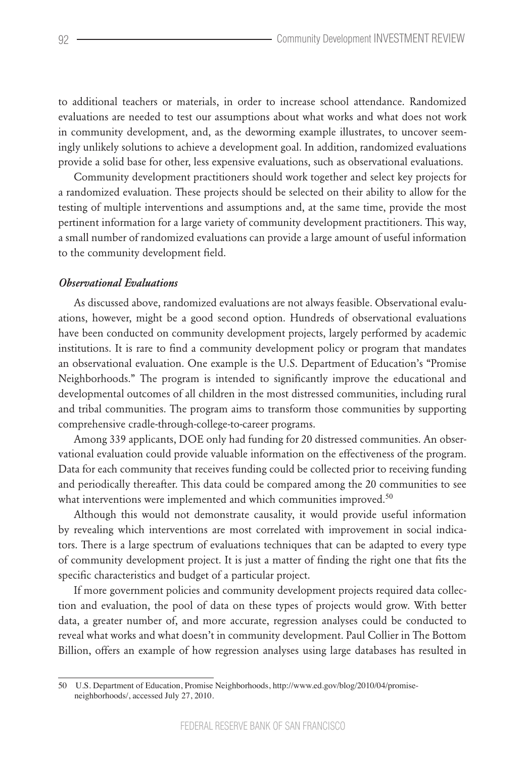to additional teachers or materials, in order to increase school attendance. Randomized evaluations are needed to test our assumptions about what works and what does not work in community development, and, as the deworming example illustrates, to uncover seemingly unlikely solutions to achieve a development goal. In addition, randomized evaluations provide a solid base for other, less expensive evaluations, such as observational evaluations.

Community development practitioners should work together and select key projects for a randomized evaluation. These projects should be selected on their ability to allow for the testing of multiple interventions and assumptions and, at the same time, provide the most pertinent information for a large variety of community development practitioners. This way, a small number of randomized evaluations can provide a large amount of useful information to the community development field.

### *Observational Evaluations*

As discussed above, randomized evaluations are not always feasible. Observational evaluations, however, might be a good second option. Hundreds of observational evaluations have been conducted on community development projects, largely performed by academic institutions. It is rare to find a community development policy or program that mandates an observational evaluation. One example is the U.S. Department of Education's "Promise Neighborhoods." The program is intended to significantly improve the educational and developmental outcomes of all children in the most distressed communities, including rural and tribal communities. The program aims to transform those communities by supporting comprehensive cradle-through-college-to-career programs.

Among 339 applicants, DOE only had funding for 20 distressed communities. An observational evaluation could provide valuable information on the effectiveness of the program. Data for each community that receives funding could be collected prior to receiving funding and periodically thereafter. This data could be compared among the 20 communities to see what interventions were implemented and which communities improved.[50]

Although this would not demonstrate causality, it would provide useful information by revealing which interventions are most correlated with improvement in social indicators. There is a large spectrum of evaluations techniques that can be adapted to every type of community development project. It is just a matter of finding the right one that fits the specific characteristics and budget of a particular project.

If more government policies and community development projects required data collection and evaluation, the pool of data on these types of projects would grow. With better data, a greater number of, and more accurate, regression analyses could be conducted to reveal what works and what doesn't in community development. Paul Collier in The Bottom Billion, offers an example of how regression analyses using large databases has resulted in

---

50 U.S. Department of Education, Promise Neighborhoods, http://www.ed.gov/blog/2010/04/promise-neighborhoods/, accessed July 27, 2010.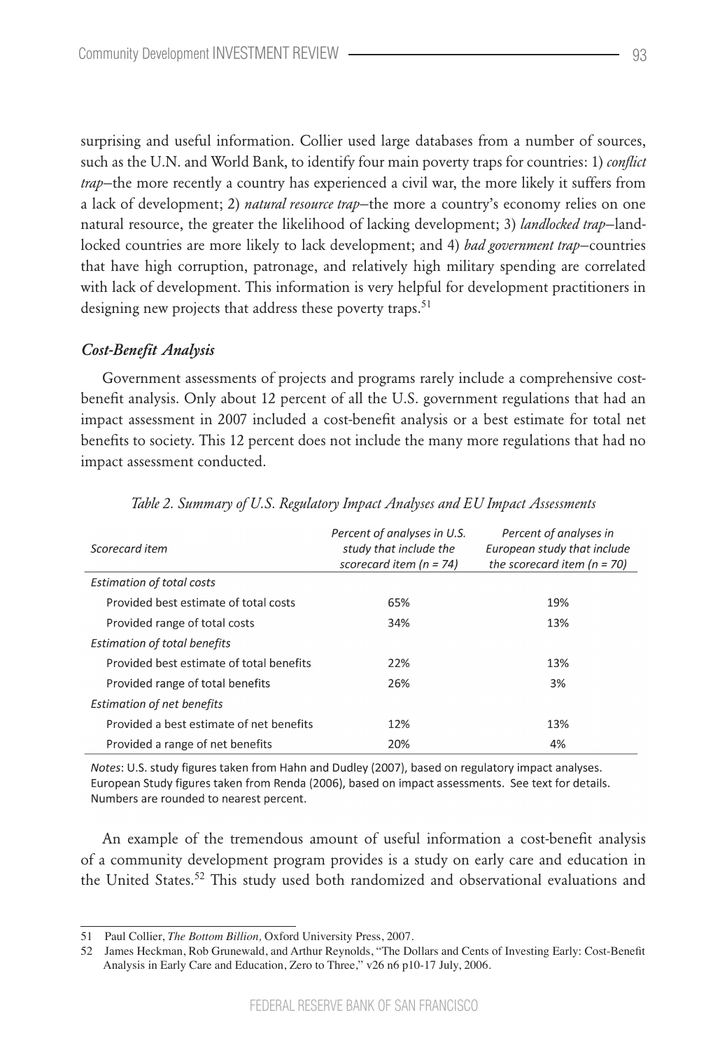surprising and useful information. Collier used large databases from a number of sources, such as the U.N. and World Bank, to identify four main poverty traps for countries: 1) *conflict trap*–the more recently a country has experienced a civil war, the more likely it suffers from a lack of development; 2) *natural resource trap*–the more a country's economy relies on one natural resource, the greater the likelihood of lacking development; 3) *landlocked trap*–landlocked countries are more likely to lack development; and 4) *bad government trap*–countries that have high corruption, patronage, and relatively high military spending are correlated with lack of development. This information is very helpful for development practitioners in designing new projects that address these poverty traps.[51]

### *Cost-Benefit Analysis*

Government assessments of projects and programs rarely include a comprehensive cost-benefit analysis. Only about 12 percent of all the U.S. government regulations that had an impact assessment in 2007 included a cost-benefit analysis or a best estimate for total net benefits to society. This 12 percent does not include the many more regulations that had no impact assessment conducted.

*Table 2. Summary of U.S. Regulatory Impact Analyses and EU Impact Assessments*

| *Scorecard item* | *Percent of analyses in U.S. study that include the scorecard item (n = 74)* | *Percent of analyses in European study that include the scorecard item (n = 70)* |
|---|---|---|
| *Estimation of total costs* | | |
| Provided best estimate of total costs | 65% | 19% |
| Provided range of total costs | 34% | 13% |
| *Estimation of total benefits* | | |
| Provided best estimate of total benefits | 22% | 13% |
| Provided range of total benefits | 26% | 3% |
| *Estimation of net benefits* | | |
| Provided a best estimate of net benefits | 12% | 13% |
| Provided a range of net benefits | 20% | 4% |

*Notes*: U.S. study figures taken from Hahn and Dudley (2007), based on regulatory impact analyses. European Study figures taken from Renda (2006), based on impact assessments. See text for details. Numbers are rounded to nearest percent.

An example of the tremendous amount of useful information a cost-benefit analysis of a community development program provides is a study on early care and education in the United States.[52] This study used both randomized and observational evaluations and

---

51 Paul Collier, *The Bottom Billion,* Oxford University Press, 2007.

52 James Heckman, Rob Grunewald, and Arthur Reynolds, "The Dollars and Cents of Investing Early: Cost-Benefit Analysis in Early Care and Education, Zero to Three," v26 n6 p10-17 July, 2006.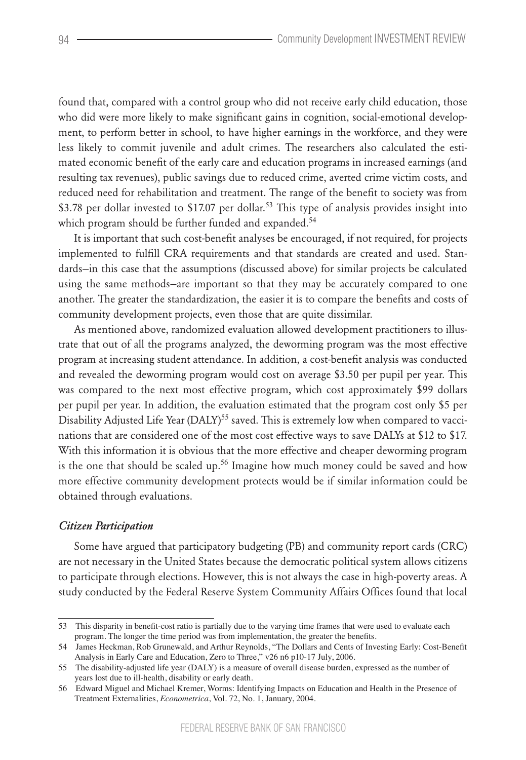found that, compared with a control group who did not receive early child education, those who did were more likely to make significant gains in cognition, social-emotional development, to perform better in school, to have higher earnings in the workforce, and they were less likely to commit juvenile and adult crimes. The researchers also calculated the estimated economic benefit of the early care and education programs in increased earnings (and resulting tax revenues), public savings due to reduced crime, averted crime victim costs, and reduced need for rehabilitation and treatment. The range of the benefit to society was from $3.78 per dollar invested to $17.07 per dollar.[53] This type of analysis provides insight into which program should be further funded and expanded.[54]

It is important that such cost-benefit analyses be encouraged, if not required, for projects implemented to fulfill CRA requirements and that standards are created and used. Standards–in this case that the assumptions (discussed above) for similar projects be calculated using the same methods–are important so that they may be accurately compared to one another. The greater the standardization, the easier it is to compare the benefits and costs of community development projects, even those that are quite dissimilar.

As mentioned above, randomized evaluation allowed development practitioners to illustrate that out of all the programs analyzed, the deworming program was the most effective program at increasing student attendance. In addition, a cost-benefit analysis was conducted and revealed the deworming program would cost on average $3.50 per pupil per year. This was compared to the next most effective program, which cost approximately $99 dollars per pupil per year. In addition, the evaluation estimated that the program cost only $5 per Disability Adjusted Life Year (DALY)[55] saved. This is extremely low when compared to vaccinations that are considered one of the most cost effective ways to save DALYs at $12 to $17. With this information it is obvious that the more effective and cheaper deworming program is the one that should be scaled up.[56] Imagine how much money could be saved and how more effective community development protects would be if similar information could be obtained through evaluations.

### *Citizen Participation*

Some have argued that participatory budgeting (PB) and community report cards (CRC) are not necessary in the United States because the democratic political system allows citizens to participate through elections. However, this is not always the case in high-poverty areas. A study conducted by the Federal Reserve System Community Affairs Offices found that local

---

53 This disparity in benefit-cost ratio is partially due to the varying time frames that were used to evaluate each program. The longer the time period was from implementation, the greater the benefits.

54 James Heckman, Rob Grunewald, and Arthur Reynolds, "The Dollars and Cents of Investing Early: Cost-Benefit Analysis in Early Care and Education, Zero to Three," v26 n6 p10-17 July, 2006.

55 The disability-adjusted life year (DALY) is a measure of overall disease burden, expressed as the number of years lost due to ill-health, disability or early death.

56 Edward Miguel and Michael Kremer, Worms: Identifying Impacts on Education and Health in the Presence of Treatment Externalities, *Econometrica*, Vol. 72, No. 1, January, 2004.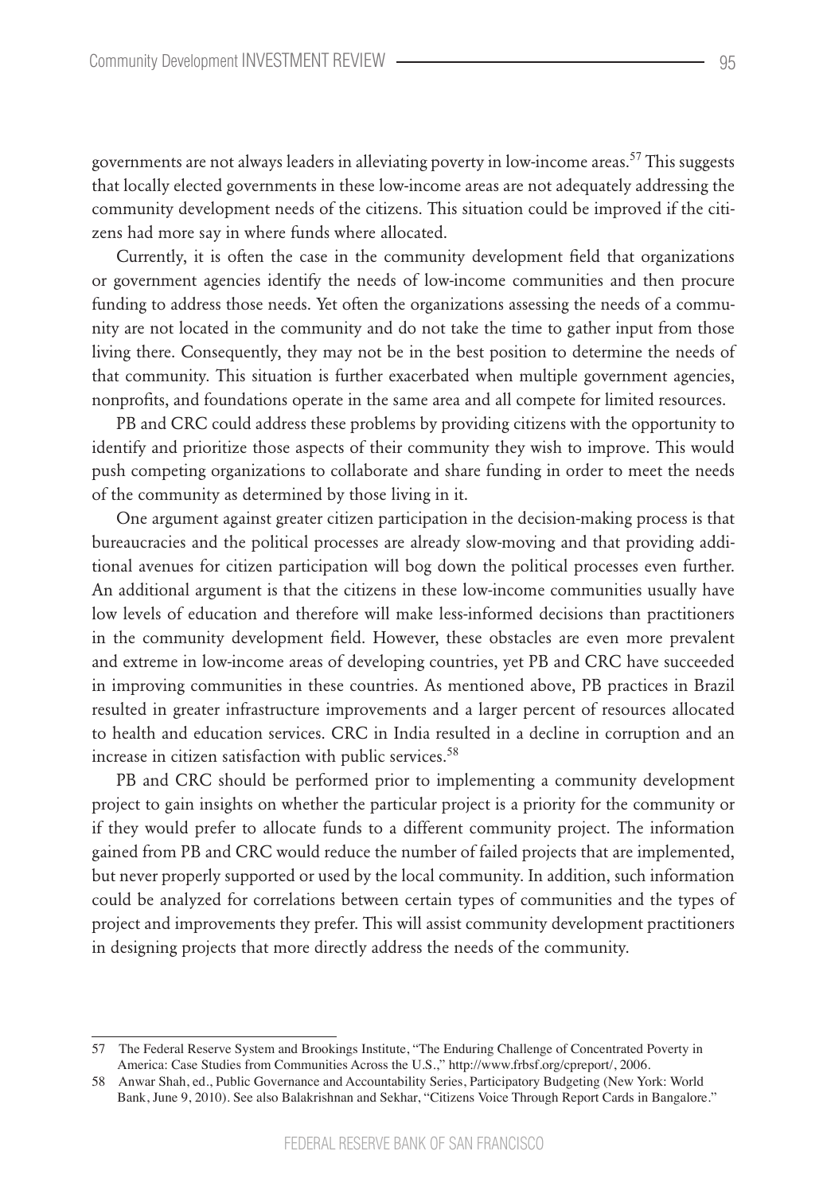governments are not always leaders in alleviating poverty in low-income areas.[57] This suggests that locally elected governments in these low-income areas are not adequately addressing the community development needs of the citizens. This situation could be improved if the citizens had more say in where funds where allocated.

Currently, it is often the case in the community development field that organizations or government agencies identify the needs of low-income communities and then procure funding to address those needs. Yet often the organizations assessing the needs of a community are not located in the community and do not take the time to gather input from those living there. Consequently, they may not be in the best position to determine the needs of that community. This situation is further exacerbated when multiple government agencies, nonprofits, and foundations operate in the same area and all compete for limited resources.

PB and CRC could address these problems by providing citizens with the opportunity to identify and prioritize those aspects of their community they wish to improve. This would push competing organizations to collaborate and share funding in order to meet the needs of the community as determined by those living in it.

One argument against greater citizen participation in the decision-making process is that bureaucracies and the political processes are already slow-moving and that providing additional avenues for citizen participation will bog down the political processes even further. An additional argument is that the citizens in these low-income communities usually have low levels of education and therefore will make less-informed decisions than practitioners in the community development field. However, these obstacles are even more prevalent and extreme in low-income areas of developing countries, yet PB and CRC have succeeded in improving communities in these countries. As mentioned above, PB practices in Brazil resulted in greater infrastructure improvements and a larger percent of resources allocated to health and education services. CRC in India resulted in a decline in corruption and an increase in citizen satisfaction with public services.[58]

PB and CRC should be performed prior to implementing a community development project to gain insights on whether the particular project is a priority for the community or if they would prefer to allocate funds to a different community project. The information gained from PB and CRC would reduce the number of failed projects that are implemented, but never properly supported or used by the local community. In addition, such information could be analyzed for correlations between certain types of communities and the types of project and improvements they prefer. This will assist community development practitioners in designing projects that more directly address the needs of the community.

---

57 The Federal Reserve System and Brookings Institute, "The Enduring Challenge of Concentrated Poverty in America: Case Studies from Communities Across the U.S.," http://www.frbsf.org/cpreport/, 2006.

58 Anwar Shah, ed., Public Governance and Accountability Series, Participatory Budgeting (New York: World Bank, June 9, 2010). See also Balakrishnan and Sekhar, "Citizens Voice Through Report Cards in Bangalore."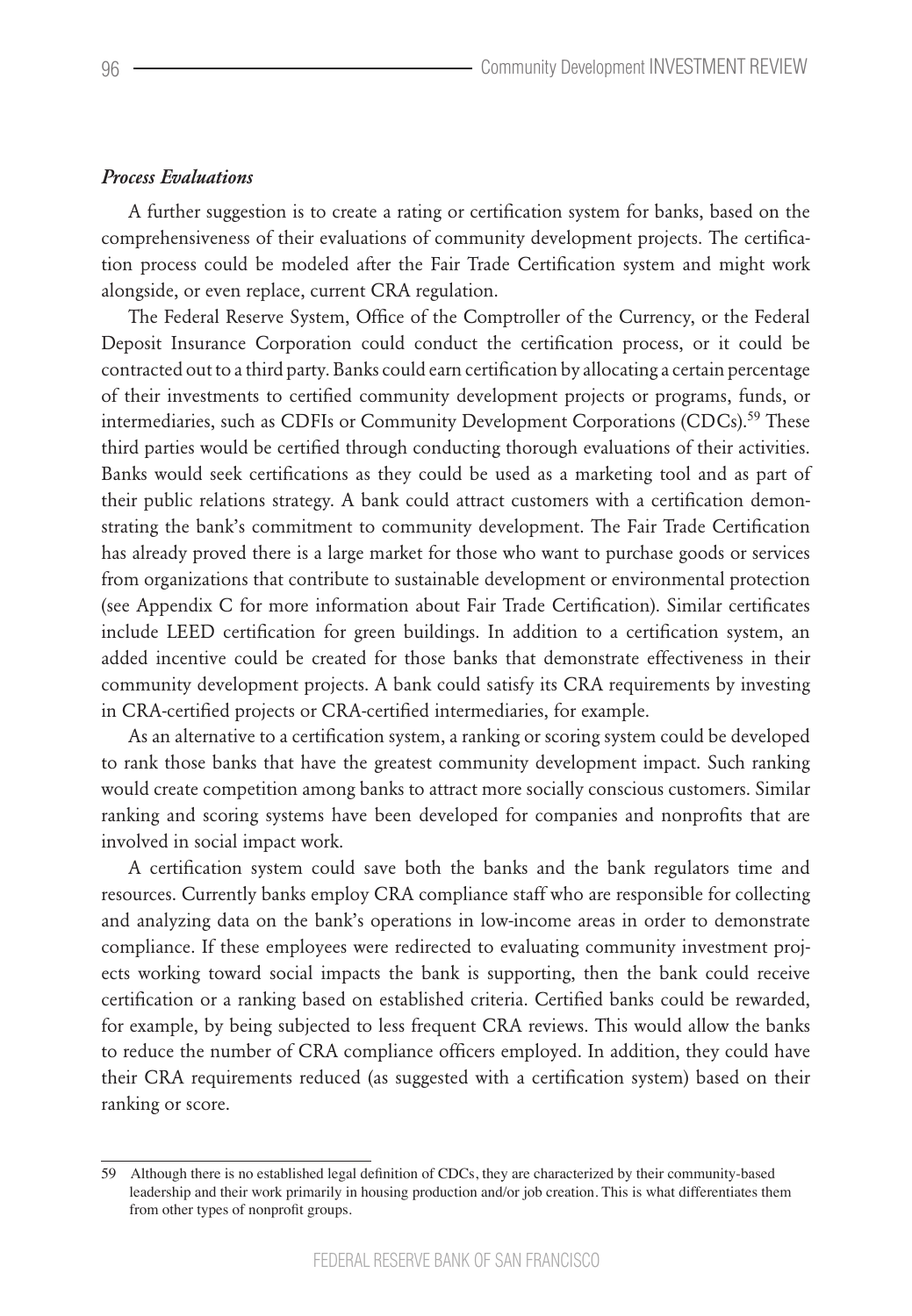### *Process Evaluations*

A further suggestion is to create a rating or certification system for banks, based on the comprehensiveness of their evaluations of community development projects. The certification process could be modeled after the Fair Trade Certification system and might work alongside, or even replace, current CRA regulation.

The Federal Reserve System, Office of the Comptroller of the Currency, or the Federal Deposit Insurance Corporation could conduct the certification process, or it could be contracted out to a third party. Banks could earn certification by allocating a certain percentage of their investments to certified community development projects or programs, funds, or intermediaries, such as CDFIs or Community Development Corporations (CDCs).[59] These third parties would be certified through conducting thorough evaluations of their activities. Banks would seek certifications as they could be used as a marketing tool and as part of their public relations strategy. A bank could attract customers with a certification demonstrating the bank's commitment to community development. The Fair Trade Certification has already proved there is a large market for those who want to purchase goods or services from organizations that contribute to sustainable development or environmental protection (see Appendix C for more information about Fair Trade Certification). Similar certificates include LEED certification for green buildings. In addition to a certification system, an added incentive could be created for those banks that demonstrate effectiveness in their community development projects. A bank could satisfy its CRA requirements by investing in CRA-certified projects or CRA-certified intermediaries, for example.

As an alternative to a certification system, a ranking or scoring system could be developed to rank those banks that have the greatest community development impact. Such ranking would create competition among banks to attract more socially conscious customers. Similar ranking and scoring systems have been developed for companies and nonprofits that are involved in social impact work.

A certification system could save both the banks and the bank regulators time and resources. Currently banks employ CRA compliance staff who are responsible for collecting and analyzing data on the bank's operations in low-income areas in order to demonstrate compliance. If these employees were redirected to evaluating community investment projects working toward social impacts the bank is supporting, then the bank could receive certification or a ranking based on established criteria. Certified banks could be rewarded, for example, by being subjected to less frequent CRA reviews. This would allow the banks to reduce the number of CRA compliance officers employed. In addition, they could have their CRA requirements reduced (as suggested with a certification system) based on their ranking or score.

---

59 Although there is no established legal definition of CDCs, they are characterized by their community-based leadership and their work primarily in housing production and/or job creation. This is what differentiates them from other types of nonprofit groups.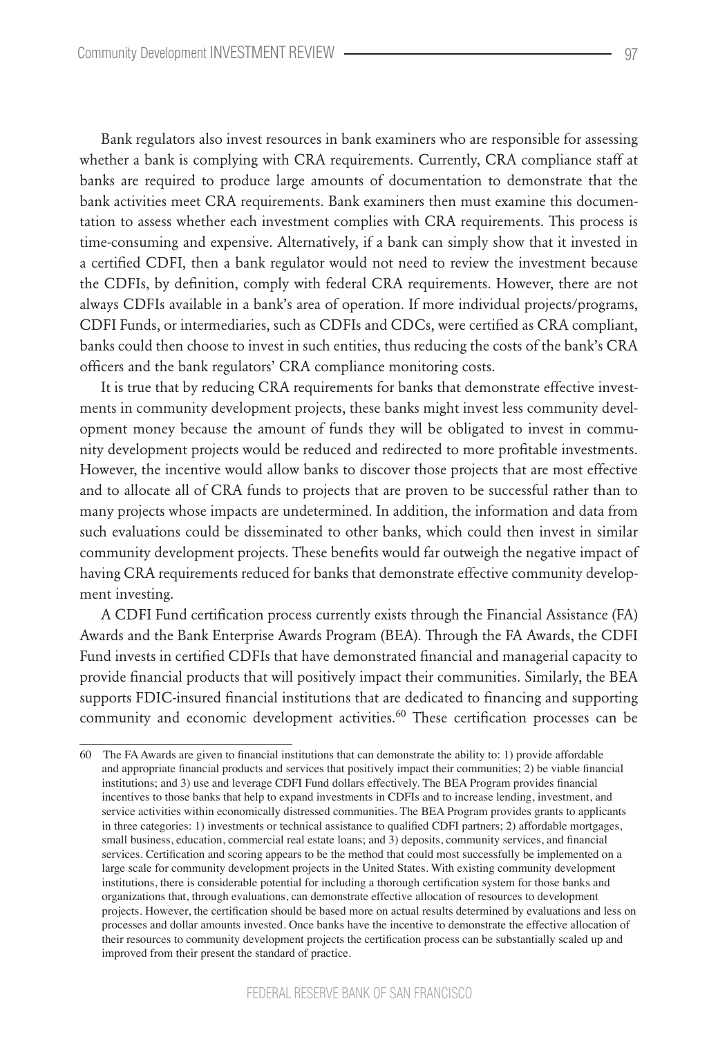Bank regulators also invest resources in bank examiners who are responsible for assessing whether a bank is complying with CRA requirements. Currently, CRA compliance staff at banks are required to produce large amounts of documentation to demonstrate that the bank activities meet CRA requirements. Bank examiners then must examine this documentation to assess whether each investment complies with CRA requirements. This process is time-consuming and expensive. Alternatively, if a bank can simply show that it invested in a certified CDFI, then a bank regulator would not need to review the investment because the CDFIs, by definition, comply with federal CRA requirements. However, there are not always CDFIs available in a bank's area of operation. If more individual projects/programs, CDFI Funds, or intermediaries, such as CDFIs and CDCs, were certified as CRA compliant, banks could then choose to invest in such entities, thus reducing the costs of the bank's CRA officers and the bank regulators' CRA compliance monitoring costs.

It is true that by reducing CRA requirements for banks that demonstrate effective investments in community development projects, these banks might invest less community development money because the amount of funds they will be obligated to invest in community development projects would be reduced and redirected to more profitable investments. However, the incentive would allow banks to discover those projects that are most effective and to allocate all of CRA funds to projects that are proven to be successful rather than to many projects whose impacts are undetermined. In addition, the information and data from such evaluations could be disseminated to other banks, which could then invest in similar community development projects. These benefits would far outweigh the negative impact of having CRA requirements reduced for banks that demonstrate effective community development investing.

A CDFI Fund certification process currently exists through the Financial Assistance (FA) Awards and the Bank Enterprise Awards Program (BEA). Through the FA Awards, the CDFI Fund invests in certified CDFIs that have demonstrated financial and managerial capacity to provide financial products that will positively impact their communities. Similarly, the BEA supports FDIC-insured financial institutions that are dedicated to financing and supporting community and economic development activities.[60] These certification processes can be

---

60 The FA Awards are given to financial institutions that can demonstrate the ability to: 1) provide affordable and appropriate financial products and services that positively impact their communities; 2) be viable financial institutions; and 3) use and leverage CDFI Fund dollars effectively. The BEA Program provides financial incentives to those banks that help to expand investments in CDFIs and to increase lending, investment, and service activities within economically distressed communities. The BEA Program provides grants to applicants in three categories: 1) investments or technical assistance to qualified CDFI partners; 2) affordable mortgages, small business, education, commercial real estate loans; and 3) deposits, community services, and financial services. Certification and scoring appears to be the method that could most successfully be implemented on a large scale for community development projects in the United States. With existing community development institutions, there is considerable potential for including a thorough certification system for those banks and organizations that, through evaluations, can demonstrate effective allocation of resources to development projects. However, the certification should be based more on actual results determined by evaluations and less on processes and dollar amounts invested. Once banks have the incentive to demonstrate the effective allocation of their resources to community development projects the certification process can be substantially scaled up and improved from their present the standard of practice.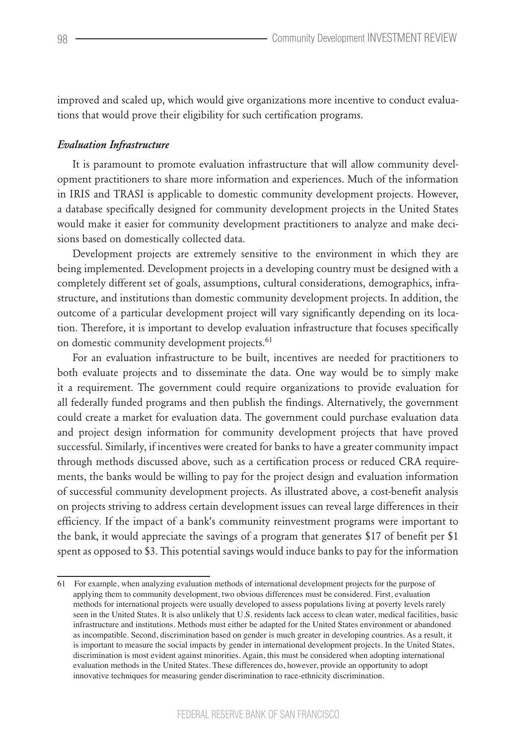improved and scaled up, which would give organizations more incentive to conduct evaluations that would prove their eligibility for such certification programs.

### *Evaluation Infrastructure*

It is paramount to promote evaluation infrastructure that will allow community development practitioners to share more information and experiences. Much of the information in IRIS and TRASI is applicable to domestic community development projects. However, a database specifically designed for community development projects in the United States would make it easier for community development practitioners to analyze and make decisions based on domestically collected data.

Development projects are extremely sensitive to the environment in which they are being implemented. Development projects in a developing country must be designed with a completely different set of goals, assumptions, cultural considerations, demographics, infrastructure, and institutions than domestic community development projects. In addition, the outcome of a particular development project will vary significantly depending on its location. Therefore, it is important to develop evaluation infrastructure that focuses specifically on domestic community development projects.[61]

For an evaluation infrastructure to be built, incentives are needed for practitioners to both evaluate projects and to disseminate the data. One way would be to simply make it a requirement. The government could require organizations to provide evaluation for all federally funded programs and then publish the findings. Alternatively, the government could create a market for evaluation data. The government could purchase evaluation data and project design information for community development projects that have proved successful. Similarly, if incentives were created for banks to have a greater community impact through methods discussed above, such as a certification process or reduced CRA requirements, the banks would be willing to pay for the project design and evaluation information of successful community development projects. As illustrated above, a cost-benefit analysis on projects striving to address certain development issues can reveal large differences in their efficiency. If the impact of a bank's community reinvestment programs were important to the bank, it would appreciate the savings of a program that generates \$17 of benefit per \$1 spent as opposed to \$3. This potential savings would induce banks to pay for the information

---

61 For example, when analyzing evaluation methods of international development projects for the purpose of applying them to community development, two obvious differences must be considered. First, evaluation methods for international projects were usually developed to assess populations living at poverty levels rarely seen in the United States. It is also unlikely that U.S. residents lack access to clean water, medical facilities, basic infrastructure and institutions. Methods must either be adapted for the United States environment or abandoned as incompatible. Second, discrimination based on gender is much greater in developing countries. As a result, it is important to measure the social impacts by gender in international development projects. In the United States, discrimination is most evident against minorities. Again, this must be considered when adopting international evaluation methods in the United States. These differences do, however, provide an opportunity to adopt innovative techniques for measuring gender discrimination to race-ethnicity discrimination.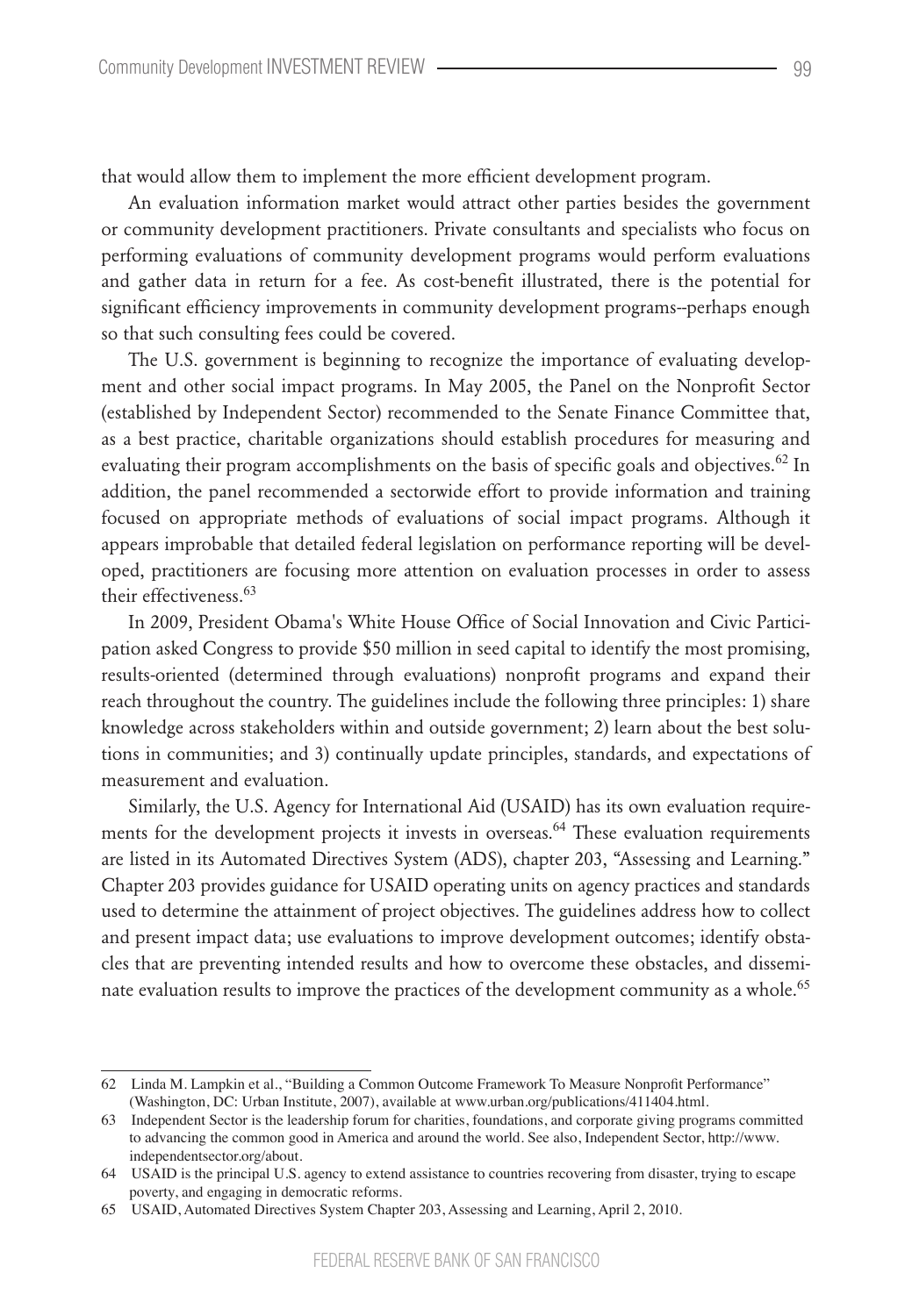that would allow them to implement the more efficient development program.

An evaluation information market would attract other parties besides the government or community development practitioners. Private consultants and specialists who focus on performing evaluations of community development programs would perform evaluations and gather data in return for a fee. As cost-benefit illustrated, there is the potential for significant efficiency improvements in community development programs--perhaps enough so that such consulting fees could be covered.

The U.S. government is beginning to recognize the importance of evaluating development and other social impact programs. In May 2005, the Panel on the Nonprofit Sector (established by Independent Sector) recommended to the Senate Finance Committee that, as a best practice, charitable organizations should establish procedures for measuring and evaluating their program accomplishments on the basis of specific goals and objectives.[62] In addition, the panel recommended a sectorwide effort to provide information and training focused on appropriate methods of evaluations of social impact programs. Although it appears improbable that detailed federal legislation on performance reporting will be developed, practitioners are focusing more attention on evaluation processes in order to assess their effectiveness.[63]

In 2009, President Obama's White House Office of Social Innovation and Civic Participation asked Congress to provide $50 million in seed capital to identify the most promising, results-oriented (determined through evaluations) nonprofit programs and expand their reach throughout the country. The guidelines include the following three principles: 1) share knowledge across stakeholders within and outside government; 2) learn about the best solutions in communities; and 3) continually update principles, standards, and expectations of measurement and evaluation.

Similarly, the U.S. Agency for International Aid (USAID) has its own evaluation requirements for the development projects it invests in overseas.[64] These evaluation requirements are listed in its Automated Directives System (ADS), chapter 203, "Assessing and Learning." Chapter 203 provides guidance for USAID operating units on agency practices and standards used to determine the attainment of project objectives. The guidelines address how to collect and present impact data; use evaluations to improve development outcomes; identify obstacles that are preventing intended results and how to overcome these obstacles, and disseminate evaluation results to improve the practices of the development community as a whole.[65]

---

62 Linda M. Lampkin et al., "Building a Common Outcome Framework To Measure Nonprofit Performance" (Washington, DC: Urban Institute, 2007), available at www.urban.org/publications/411404.html.

63 Independent Sector is the leadership forum for charities, foundations, and corporate giving programs committed to advancing the common good in America and around the world. See also, Independent Sector, http://www.independentsector.org/about.

64 USAID is the principal U.S. agency to extend assistance to countries recovering from disaster, trying to escape poverty, and engaging in democratic reforms.

65 USAID, Automated Directives System Chapter 203, Assessing and Learning, April 2, 2010.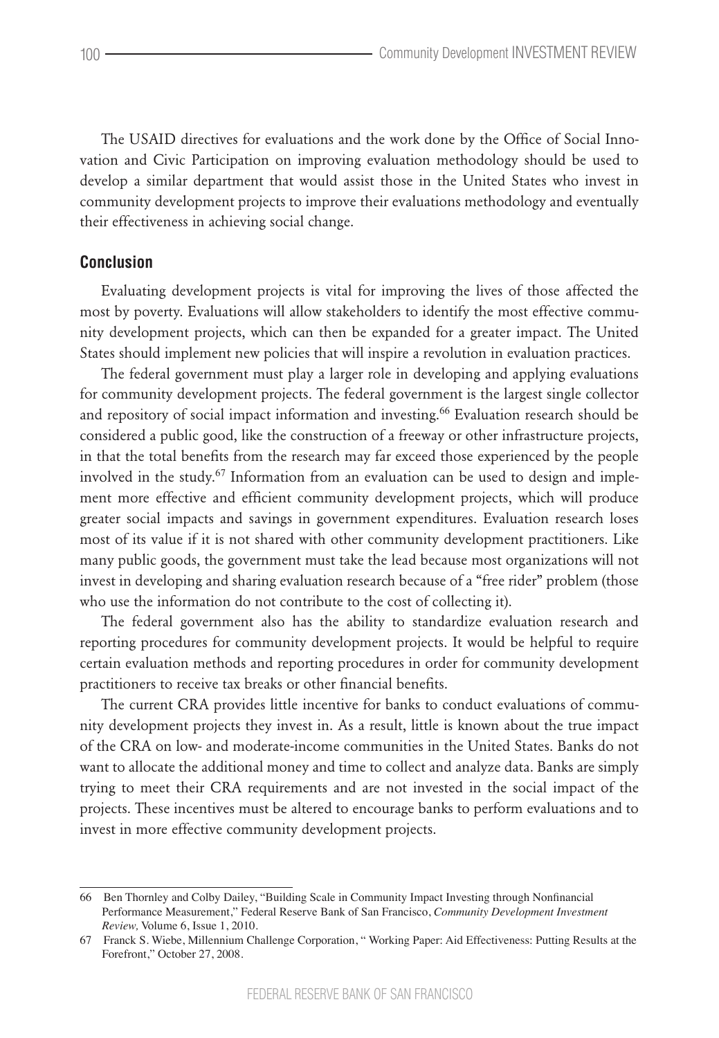The USAID directives for evaluations and the work done by the Office of Social Innovation and Civic Participation on improving evaluation methodology should be used to develop a similar department that would assist those in the United States who invest in community development projects to improve their evaluations methodology and eventually their effectiveness in achieving social change.

## Conclusion

Evaluating development projects is vital for improving the lives of those affected the most by poverty. Evaluations will allow stakeholders to identify the most effective community development projects, which can then be expanded for a greater impact. The United States should implement new policies that will inspire a revolution in evaluation practices.

The federal government must play a larger role in developing and applying evaluations for community development projects. The federal government is the largest single collector and repository of social impact information and investing.[66] Evaluation research should be considered a public good, like the construction of a freeway or other infrastructure projects, in that the total benefits from the research may far exceed those experienced by the people involved in the study.[67] Information from an evaluation can be used to design and implement more effective and efficient community development projects, which will produce greater social impacts and savings in government expenditures. Evaluation research loses most of its value if it is not shared with other community development practitioners. Like many public goods, the government must take the lead because most organizations will not invest in developing and sharing evaluation research because of a "free rider" problem (those who use the information do not contribute to the cost of collecting it).

The federal government also has the ability to standardize evaluation research and reporting procedures for community development projects. It would be helpful to require certain evaluation methods and reporting procedures in order for community development practitioners to receive tax breaks or other financial benefits.

The current CRA provides little incentive for banks to conduct evaluations of community development projects they invest in. As a result, little is known about the true impact of the CRA on low- and moderate-income communities in the United States. Banks do not want to allocate the additional money and time to collect and analyze data. Banks are simply trying to meet their CRA requirements and are not invested in the social impact of the projects. These incentives must be altered to encourage banks to perform evaluations and to invest in more effective community development projects.

---

66 Ben Thornley and Colby Dailey, "Building Scale in Community Impact Investing through Nonfinancial Performance Measurement," Federal Reserve Bank of San Francisco, *Community Development Investment Review,* Volume 6, Issue 1, 2010.

67 Franck S. Wiebe, Millennium Challenge Corporation, " Working Paper: Aid Effectiveness: Putting Results at the Forefront," October 27, 2008.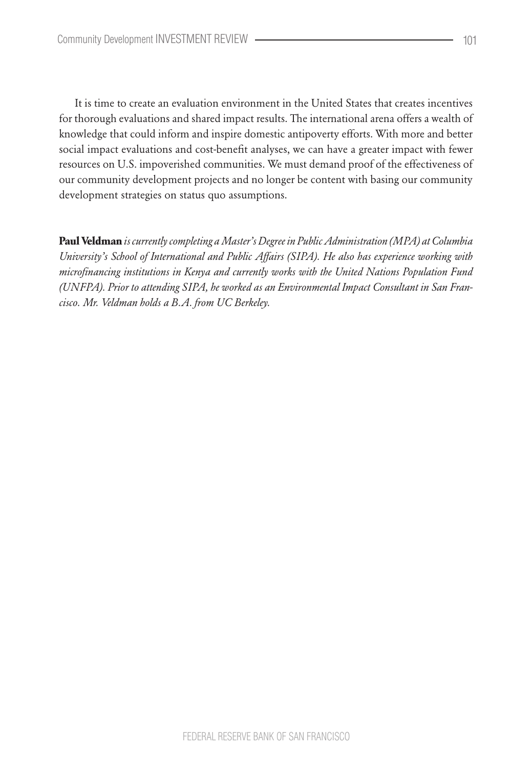It is time to create an evaluation environment in the United States that creates incentives for thorough evaluations and shared impact results. The international arena offers a wealth of knowledge that could inform and inspire domestic antipoverty efforts. With more and better social impact evaluations and cost-benefit analyses, we can have a greater impact with fewer resources on U.S. impoverished communities. We must demand proof of the effectiveness of our community development projects and no longer be content with basing our community development strategies on status quo assumptions.

**Paul Veldman** *is currently completing a Master's Degree in Public Administration (MPA) at Columbia University's School of International and Public Affairs (SIPA). He also has experience working with microfinancing institutions in Kenya and currently works with the United Nations Population Fund (UNFPA). Prior to attending SIPA, he worked as an Environmental Impact Consultant in San Francisco. Mr. Veldman holds a B.A. from UC Berkeley.*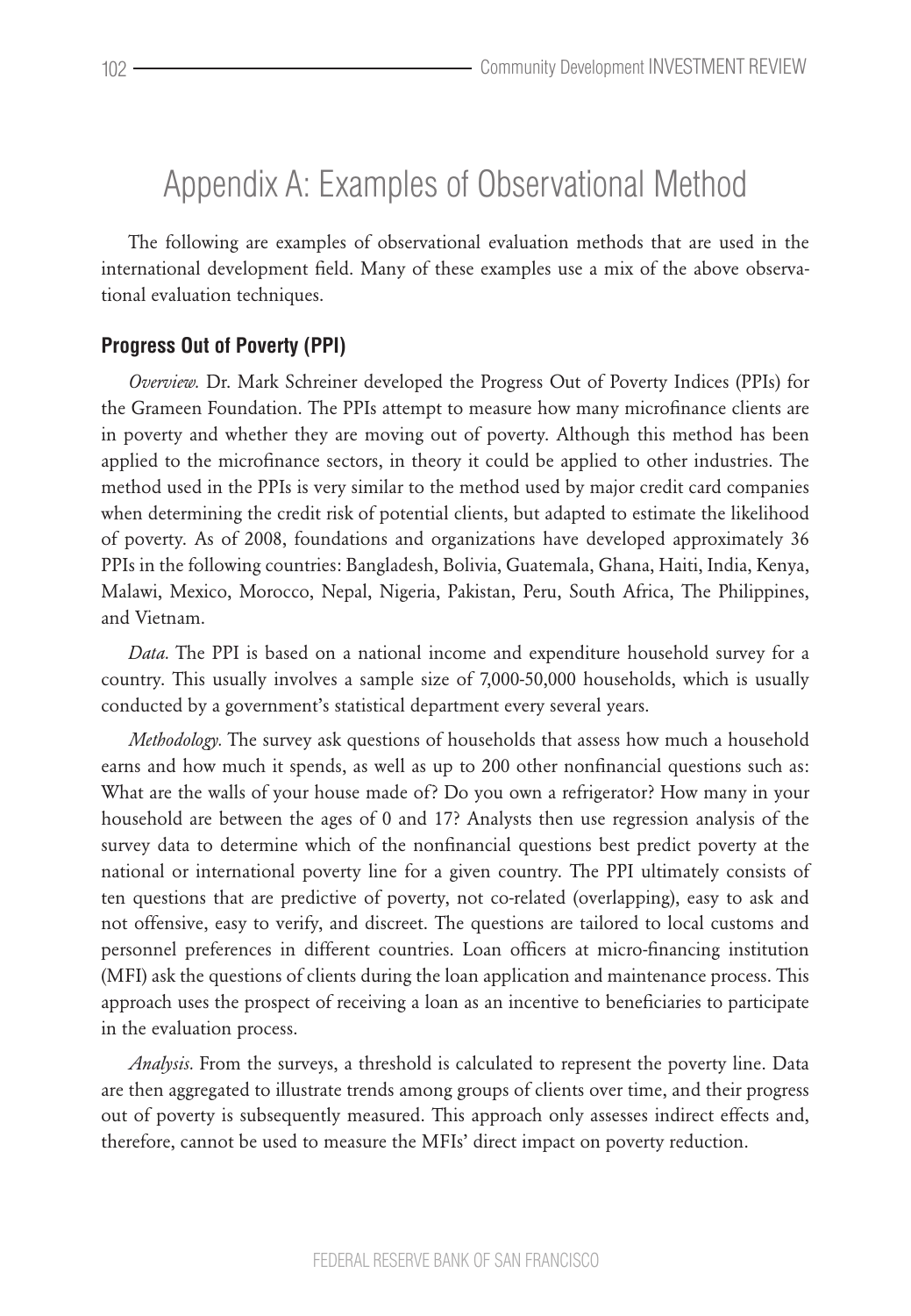# Appendix A: Examples of Observational Method

The following are examples of observational evaluation methods that are used in the international development field. Many of these examples use a mix of the above observational evaluation techniques.

### Progress Out of Poverty (PPI)

*Overview.* Dr. Mark Schreiner developed the Progress Out of Poverty Indices (PPIs) for the Grameen Foundation. The PPIs attempt to measure how many microfinance clients are in poverty and whether they are moving out of poverty. Although this method has been applied to the microfinance sectors, in theory it could be applied to other industries. The method used in the PPIs is very similar to the method used by major credit card companies when determining the credit risk of potential clients, but adapted to estimate the likelihood of poverty. As of 2008, foundations and organizations have developed approximately 36 PPIs in the following countries: Bangladesh, Bolivia, Guatemala, Ghana, Haiti, India, Kenya, Malawi, Mexico, Morocco, Nepal, Nigeria, Pakistan, Peru, South Africa, The Philippines, and Vietnam.

*Data.* The PPI is based on a national income and expenditure household survey for a country. This usually involves a sample size of 7,000-50,000 households, which is usually conducted by a government's statistical department every several years.

*Methodology.* The survey ask questions of households that assess how much a household earns and how much it spends, as well as up to 200 other nonfinancial questions such as: What are the walls of your house made of? Do you own a refrigerator? How many in your household are between the ages of 0 and 17? Analysts then use regression analysis of the survey data to determine which of the nonfinancial questions best predict poverty at the national or international poverty line for a given country. The PPI ultimately consists of ten questions that are predictive of poverty, not co-related (overlapping), easy to ask and not offensive, easy to verify, and discreet. The questions are tailored to local customs and personnel preferences in different countries. Loan officers at micro-financing institution (MFI) ask the questions of clients during the loan application and maintenance process. This approach uses the prospect of receiving a loan as an incentive to beneficiaries to participate in the evaluation process.

*Analysis.* From the surveys, a threshold is calculated to represent the poverty line. Data are then aggregated to illustrate trends among groups of clients over time, and their progress out of poverty is subsequently measured. This approach only assesses indirect effects and, therefore, cannot be used to measure the MFIs' direct impact on poverty reduction.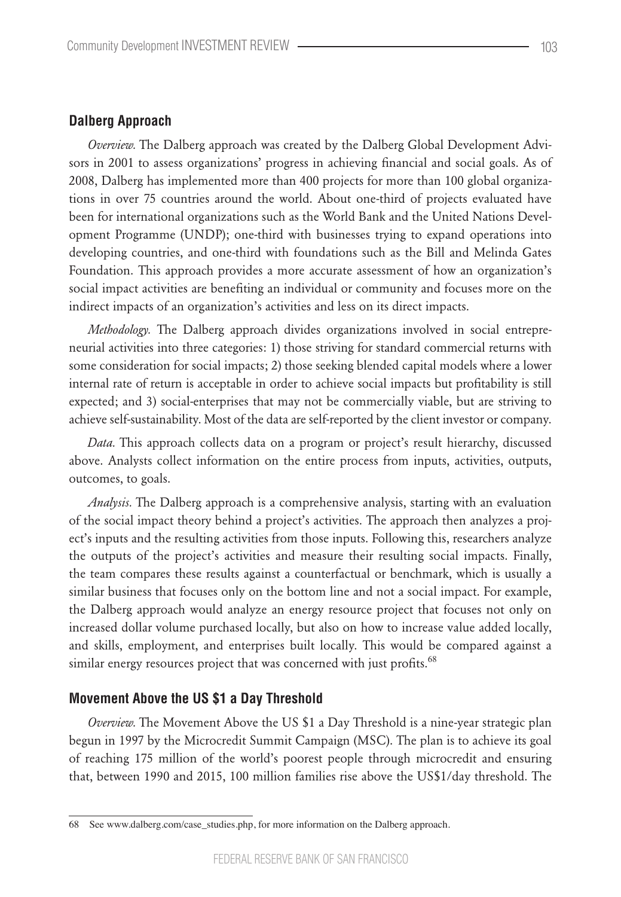## Dalberg Approach

*Overview.* The Dalberg approach was created by the Dalberg Global Development Advisors in 2001 to assess organizations' progress in achieving financial and social goals. As of 2008, Dalberg has implemented more than 400 projects for more than 100 global organizations in over 75 countries around the world. About one-third of projects evaluated have been for international organizations such as the World Bank and the United Nations Development Programme (UNDP); one-third with businesses trying to expand operations into developing countries, and one-third with foundations such as the Bill and Melinda Gates Foundation. This approach provides a more accurate assessment of how an organization's social impact activities are benefiting an individual or community and focuses more on the indirect impacts of an organization's activities and less on its direct impacts.

*Methodology.* The Dalberg approach divides organizations involved in social entrepreneurial activities into three categories: 1) those striving for standard commercial returns with some consideration for social impacts; 2) those seeking blended capital models where a lower internal rate of return is acceptable in order to achieve social impacts but profitability is still expected; and 3) social-enterprises that may not be commercially viable, but are striving to achieve self-sustainability. Most of the data are self-reported by the client investor or company.

*Data.* This approach collects data on a program or project's result hierarchy, discussed above. Analysts collect information on the entire process from inputs, activities, outputs, outcomes, to goals.

*Analysis.* The Dalberg approach is a comprehensive analysis, starting with an evaluation of the social impact theory behind a project's activities. The approach then analyzes a project's inputs and the resulting activities from those inputs. Following this, researchers analyze the outputs of the project's activities and measure their resulting social impacts. Finally, the team compares these results against a counterfactual or benchmark, which is usually a similar business that focuses only on the bottom line and not a social impact. For example, the Dalberg approach would analyze an energy resource project that focuses not only on increased dollar volume purchased locally, but also on how to increase value added locally, and skills, employment, and enterprises built locally. This would be compared against a similar energy resources project that was concerned with just profits.[68]

## Movement Above the US $1 a Day Threshold

*Overview.* The Movement Above the US $1 a Day Threshold is a nine-year strategic plan begun in 1997 by the Microcredit Summit Campaign (MSC). The plan is to achieve its goal of reaching 175 million of the world's poorest people through microcredit and ensuring that, between 1990 and 2015, 100 million families rise above the US$1/day threshold. The

---

68 See www.dalberg.com/case_studies.php, for more information on the Dalberg approach.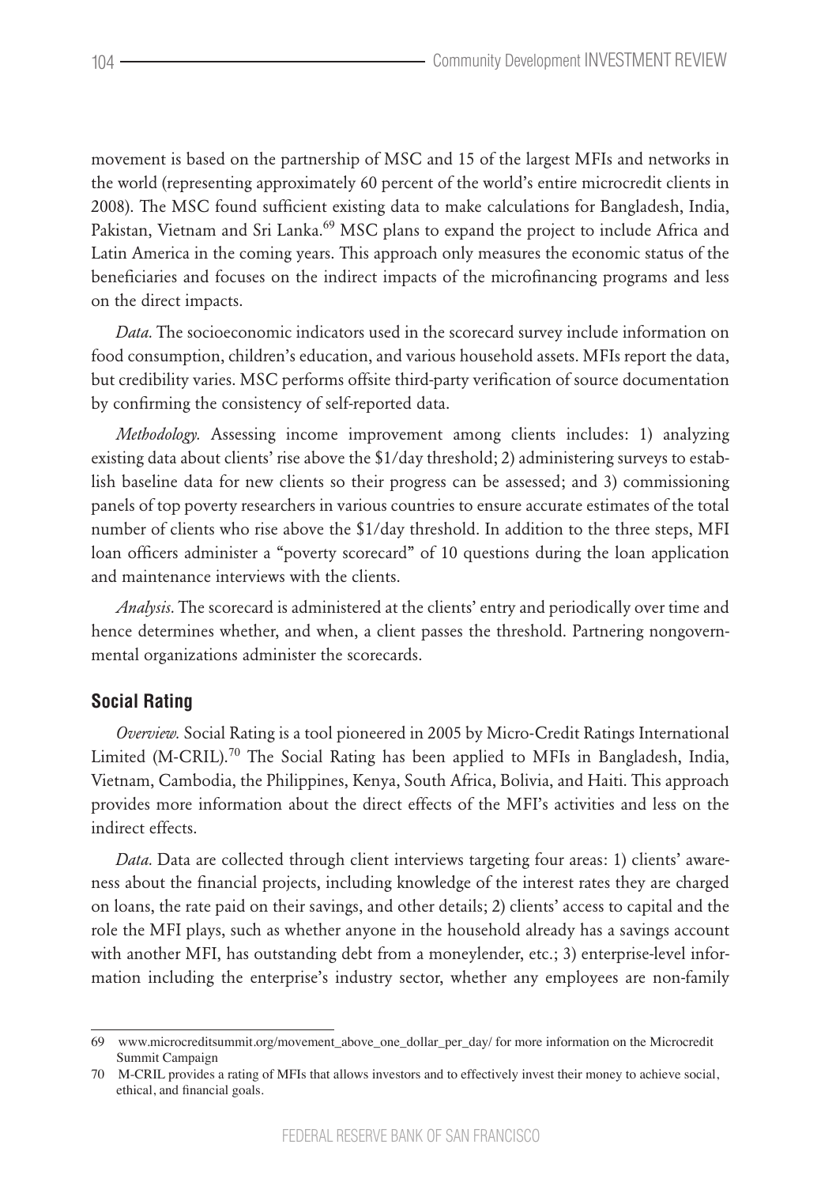movement is based on the partnership of MSC and 15 of the largest MFIs and networks in the world (representing approximately 60 percent of the world's entire microcredit clients in 2008). The MSC found sufficient existing data to make calculations for Bangladesh, India, Pakistan, Vietnam and Sri Lanka.[69] MSC plans to expand the project to include Africa and Latin America in the coming years. This approach only measures the economic status of the beneficiaries and focuses on the indirect impacts of the microfinancing programs and less on the direct impacts.

*Data.* The socioeconomic indicators used in the scorecard survey include information on food consumption, children's education, and various household assets. MFIs report the data, but credibility varies. MSC performs offsite third-party verification of source documentation by confirming the consistency of self-reported data.

*Methodology.* Assessing income improvement among clients includes: 1) analyzing existing data about clients' rise above the $1/day threshold; 2) administering surveys to establish baseline data for new clients so their progress can be assessed; and 3) commissioning panels of top poverty researchers in various countries to ensure accurate estimates of the total number of clients who rise above the $1/day threshold. In addition to the three steps, MFI loan officers administer a "poverty scorecard" of 10 questions during the loan application and maintenance interviews with the clients.

*Analysis.* The scorecard is administered at the clients' entry and periodically over time and hence determines whether, and when, a client passes the threshold. Partnering nongovernmental organizations administer the scorecards.

### Social Rating

*Overview.* Social Rating is a tool pioneered in 2005 by Micro-Credit Ratings International Limited (M-CRIL).[70] The Social Rating has been applied to MFIs in Bangladesh, India, Vietnam, Cambodia, the Philippines, Kenya, South Africa, Bolivia, and Haiti. This approach provides more information about the direct effects of the MFI's activities and less on the indirect effects.

*Data.* Data are collected through client interviews targeting four areas: 1) clients' awareness about the financial projects, including knowledge of the interest rates they are charged on loans, the rate paid on their savings, and other details; 2) clients' access to capital and the role the MFI plays, such as whether anyone in the household already has a savings account with another MFI, has outstanding debt from a moneylender, etc.; 3) enterprise-level information including the enterprise's industry sector, whether any employees are non-family

---

69 www.microcreditsummit.org/movement_above_one_dollar_per_day/ for more information on the Microcredit Summit Campaign

70 M-CRIL provides a rating of MFIs that allows investors and to effectively invest their money to achieve social, ethical, and financial goals.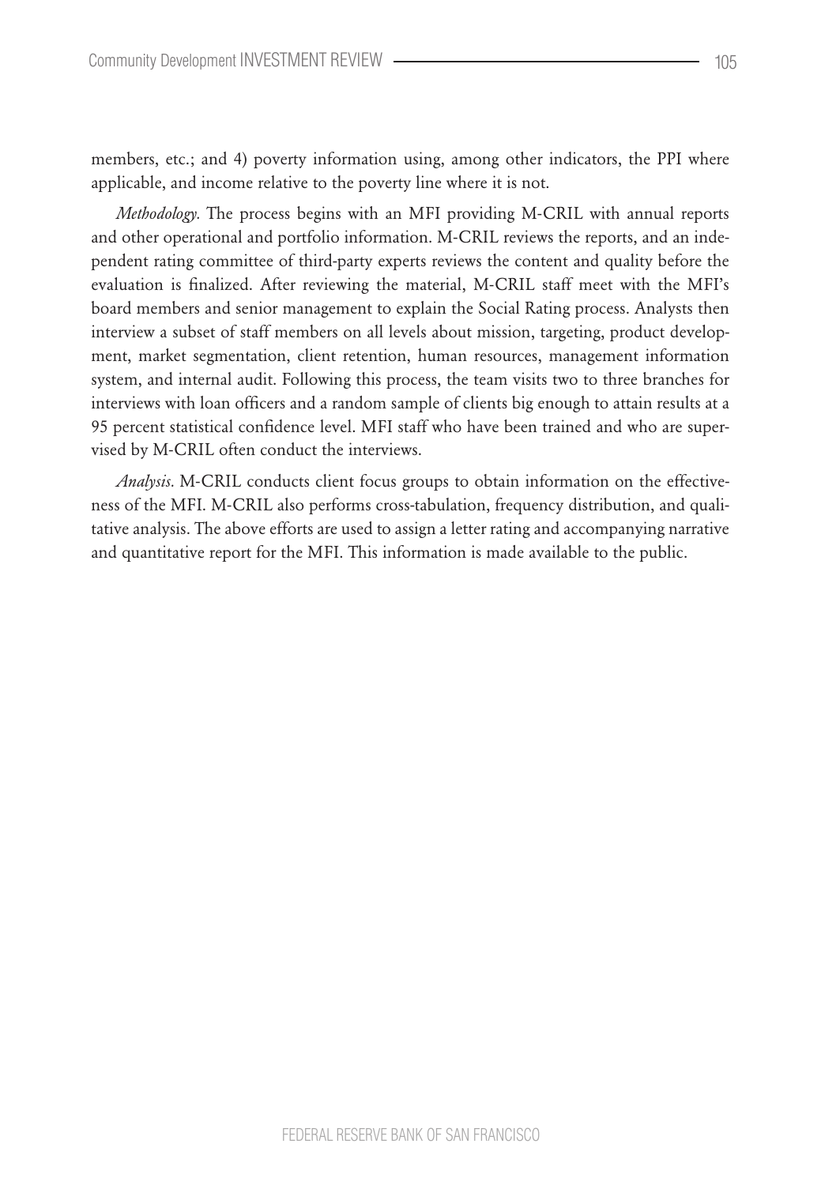members, etc.; and 4) poverty information using, among other indicators, the PPI where applicable, and income relative to the poverty line where it is not.

*Methodology.* The process begins with an MFI providing M-CRIL with annual reports and other operational and portfolio information. M-CRIL reviews the reports, and an independent rating committee of third-party experts reviews the content and quality before the evaluation is finalized. After reviewing the material, M-CRIL staff meet with the MFI's board members and senior management to explain the Social Rating process. Analysts then interview a subset of staff members on all levels about mission, targeting, product development, market segmentation, client retention, human resources, management information system, and internal audit. Following this process, the team visits two to three branches for interviews with loan officers and a random sample of clients big enough to attain results at a 95 percent statistical confidence level. MFI staff who have been trained and who are supervised by M-CRIL often conduct the interviews.

*Analysis.* M-CRIL conducts client focus groups to obtain information on the effectiveness of the MFI. M-CRIL also performs cross-tabulation, frequency distribution, and qualitative analysis. The above efforts are used to assign a letter rating and accompanying narrative and quantitative report for the MFI. This information is made available to the public.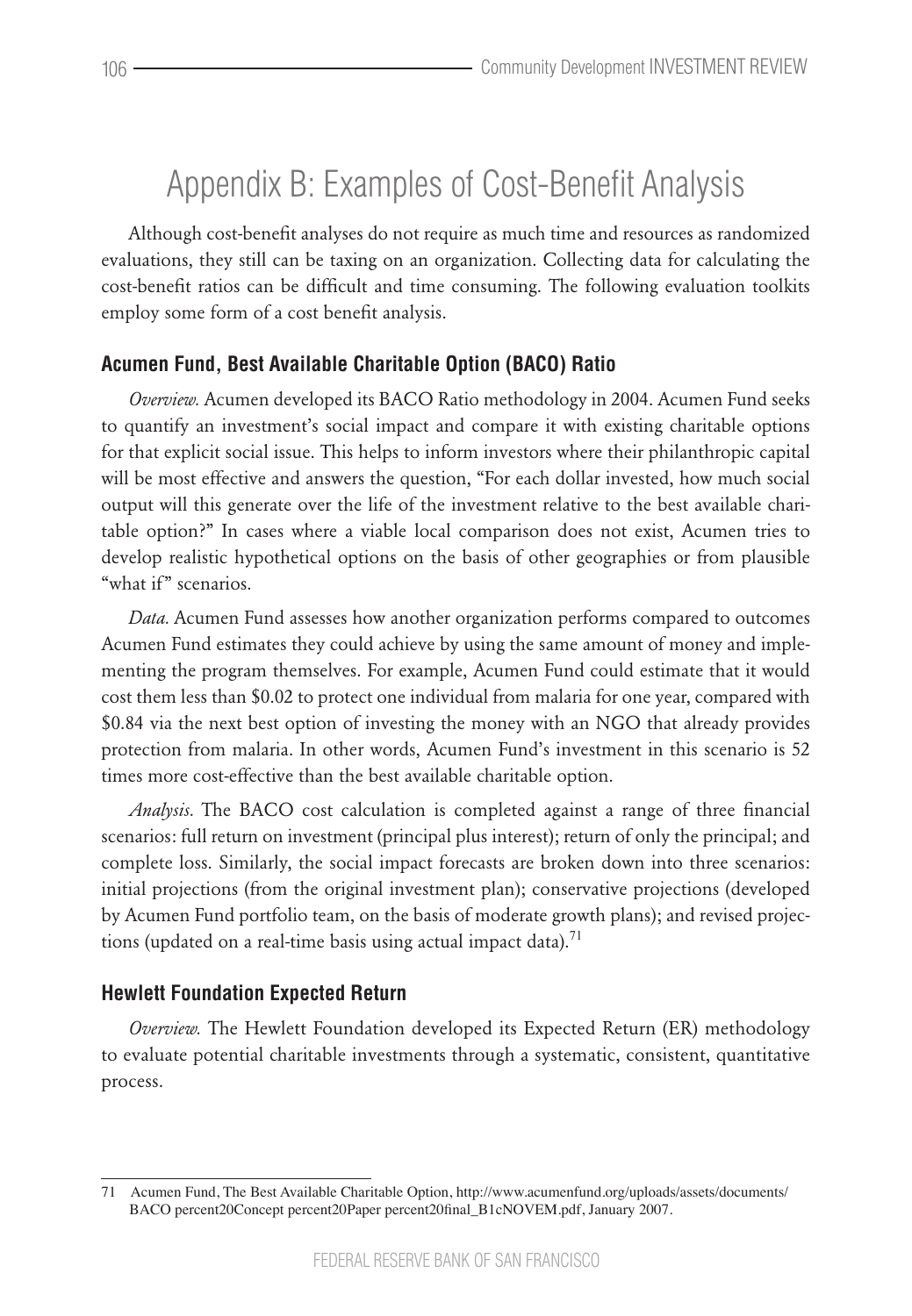# Appendix B: Examples of Cost-Benefit Analysis

Although cost-benefit analyses do not require as much time and resources as randomized evaluations, they still can be taxing on an organization. Collecting data for calculating the cost-benefit ratios can be difficult and time consuming. The following evaluation toolkits employ some form of a cost benefit analysis.

### Acumen Fund, Best Available Charitable Option (BACO) Ratio

*Overview.* Acumen developed its BACO Ratio methodology in 2004. Acumen Fund seeks to quantify an investment's social impact and compare it with existing charitable options for that explicit social issue. This helps to inform investors where their philanthropic capital will be most effective and answers the question, "For each dollar invested, how much social output will this generate over the life of the investment relative to the best available charitable option?" In cases where a viable local comparison does not exist, Acumen tries to develop realistic hypothetical options on the basis of other geographies or from plausible "what if" scenarios.

*Data.* Acumen Fund assesses how another organization performs compared to outcomes Acumen Fund estimates they could achieve by using the same amount of money and implementing the program themselves. For example, Acumen Fund could estimate that it would cost them less than $0.02 to protect one individual from malaria for one year, compared with $0.84 via the next best option of investing the money with an NGO that already provides protection from malaria. In other words, Acumen Fund's investment in this scenario is 52 times more cost-effective than the best available charitable option.

*Analysis.* The BACO cost calculation is completed against a range of three financial scenarios: full return on investment (principal plus interest); return of only the principal; and complete loss. Similarly, the social impact forecasts are broken down into three scenarios: initial projections (from the original investment plan); conservative projections (developed by Acumen Fund portfolio team, on the basis of moderate growth plans); and revised projections (updated on a real-time basis using actual impact data).[71]

### Hewlett Foundation Expected Return

*Overview.* The Hewlett Foundation developed its Expected Return (ER) methodology to evaluate potential charitable investments through a systematic, consistent, quantitative process.

---

71 Acumen Fund, The Best Available Charitable Option, http://www.acumenfund.org/uploads/assets/documents/BACO percent20Concept percent20Paper percent20final_B1cNOVEM.pdf, January 2007.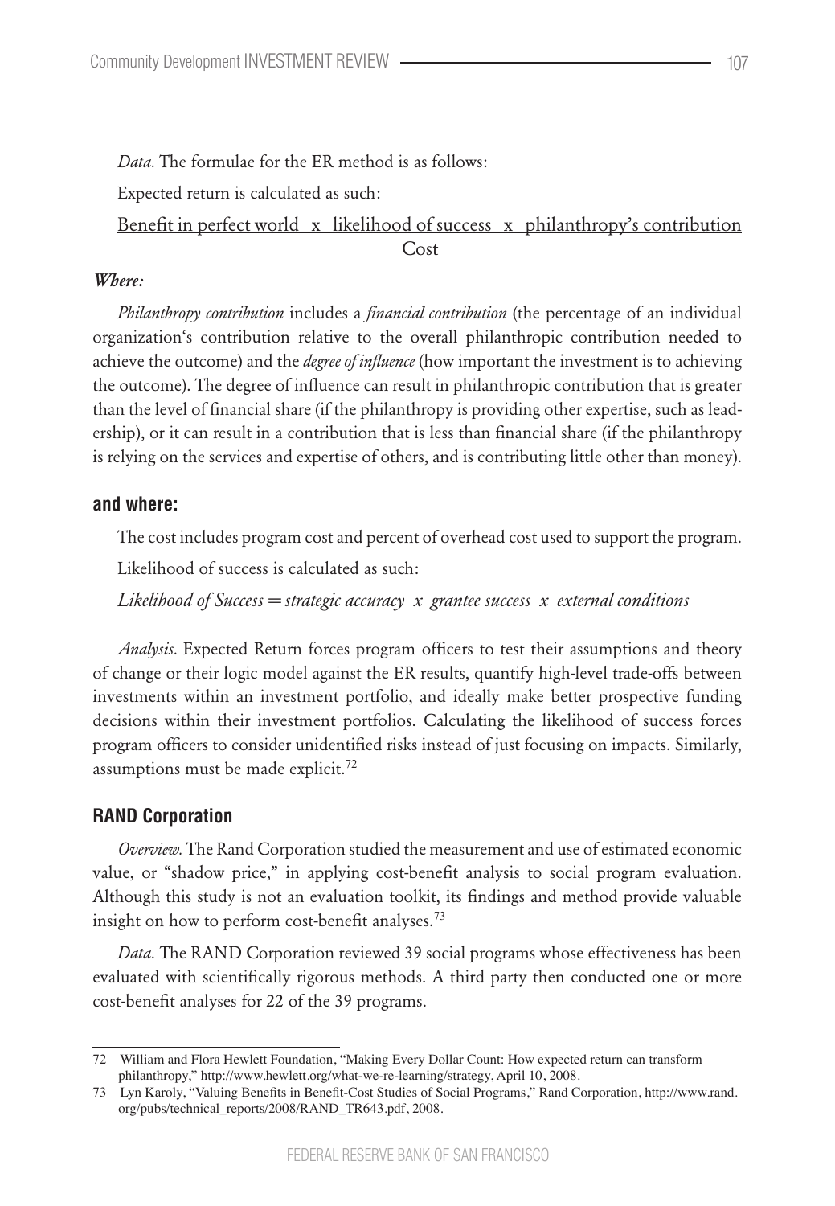*Data.* The formulae for the ER method is as follows:

Expected return is calculated as such:

$$\frac{\text{Benefit in perfect world} \times \text{likelihood of success} \times \text{philanthropy's contribution}}{\text{Cost}}$$

***Where:***

*Philanthropy contribution* includes a *financial contribution* (the percentage of an individual organization's contribution relative to the overall philanthropic contribution needed to achieve the outcome) and the *degree of influence* (how important the investment is to achieving the outcome). The degree of influence can result in philanthropic contribution that is greater than the level of financial share (if the philanthropy is providing other expertise, such as leadership), or it can result in a contribution that is less than financial share (if the philanthropy is relying on the services and expertise of others, and is contributing little other than money).

**and where:**

The cost includes program cost and percent of overhead cost used to support the program.

Likelihood of success is calculated as such:

*Likelihood of Success = strategic accuracy x grantee success x external conditions*

*Analysis.* Expected Return forces program officers to test their assumptions and theory of change or their logic model against the ER results, quantify high-level trade-offs between investments within an investment portfolio, and ideally make better prospective funding decisions within their investment portfolios. Calculating the likelihood of success forces program officers to consider unidentified risks instead of just focusing on impacts. Similarly, assumptions must be made explicit.[72]

### RAND Corporation

*Overview.* The Rand Corporation studied the measurement and use of estimated economic value, or "shadow price," in applying cost-benefit analysis to social program evaluation. Although this study is not an evaluation toolkit, its findings and method provide valuable insight on how to perform cost-benefit analyses.[73]

*Data.* The RAND Corporation reviewed 39 social programs whose effectiveness has been evaluated with scientifically rigorous methods. A third party then conducted one or more cost-benefit analyses for 22 of the 39 programs.

---

72 William and Flora Hewlett Foundation, "Making Every Dollar Count: How expected return can transform philanthropy," http://www.hewlett.org/what-we-re-learning/strategy, April 10, 2008.

73 Lyn Karoly, "Valuing Benefits in Benefit-Cost Studies of Social Programs," Rand Corporation, http://www.rand.org/pubs/technical_reports/2008/RAND_TR643.pdf, 2008.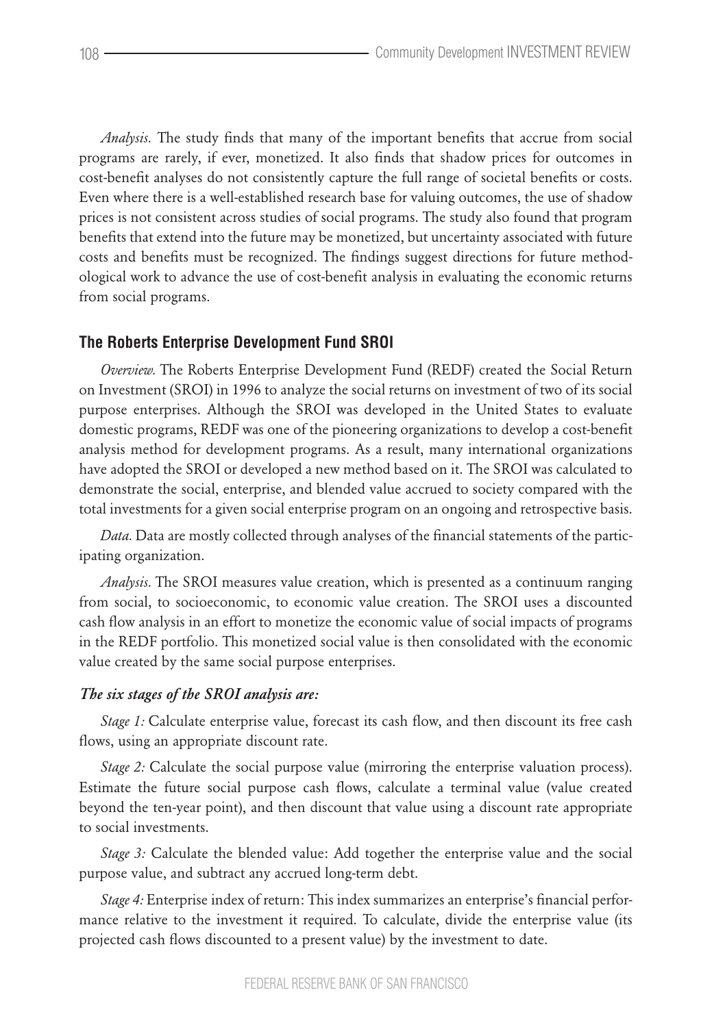*Analysis.* The study finds that many of the important benefits that accrue from social programs are rarely, if ever, monetized. It also finds that shadow prices for outcomes in cost-benefit analyses do not consistently capture the full range of societal benefits or costs. Even where there is a well-established research base for valuing outcomes, the use of shadow prices is not consistent across studies of social programs. The study also found that program benefits that extend into the future may be monetized, but uncertainty associated with future costs and benefits must be recognized. The findings suggest directions for future methodological work to advance the use of cost-benefit analysis in evaluating the economic returns from social programs.

### The Roberts Enterprise Development Fund SROI

*Overview.* The Roberts Enterprise Development Fund (REDF) created the Social Return on Investment (SROI) in 1996 to analyze the social returns on investment of two of its social purpose enterprises. Although the SROI was developed in the United States to evaluate domestic programs, REDF was one of the pioneering organizations to develop a cost-benefit analysis method for development programs. As a result, many international organizations have adopted the SROI or developed a new method based on it. The SROI was calculated to demonstrate the social, enterprise, and blended value accrued to society compared with the total investments for a given social enterprise program on an ongoing and retrospective basis.

*Data.* Data are mostly collected through analyses of the financial statements of the participating organization.

*Analysis.* The SROI measures value creation, which is presented as a continuum ranging from social, to socioeconomic, to economic value creation. The SROI uses a discounted cash flow analysis in an effort to monetize the economic value of social impacts of programs in the REDF portfolio. This monetized social value is then consolidated with the economic value created by the same social purpose enterprises.

#### *The six stages of the SROI analysis are:*

*Stage 1:* Calculate enterprise value, forecast its cash flow, and then discount its free cash flows, using an appropriate discount rate.

*Stage 2:* Calculate the social purpose value (mirroring the enterprise valuation process). Estimate the future social purpose cash flows, calculate a terminal value (value created beyond the ten-year point), and then discount that value using a discount rate appropriate to social investments.

*Stage 3:* Calculate the blended value: Add together the enterprise value and the social purpose value, and subtract any accrued long-term debt.

*Stage 4:* Enterprise index of return: This index summarizes an enterprise's financial performance relative to the investment it required. To calculate, divide the enterprise value (its projected cash flows discounted to a present value) by the investment to date.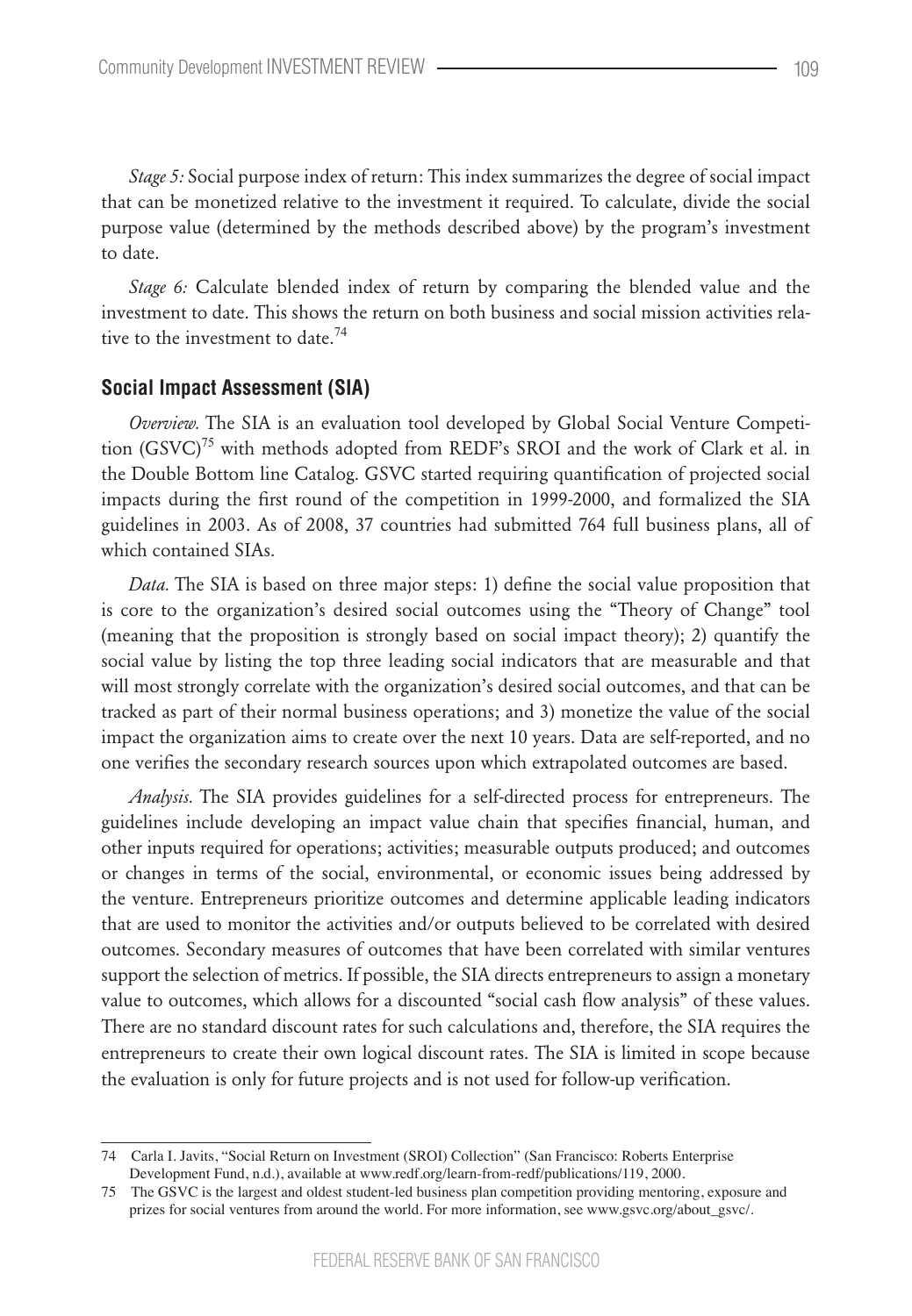*Stage 5:* Social purpose index of return: This index summarizes the degree of social impact that can be monetized relative to the investment it required. To calculate, divide the social purpose value (determined by the methods described above) by the program's investment to date.

*Stage 6:* Calculate blended index of return by comparing the blended value and the investment to date. This shows the return on both business and social mission activities relative to the investment to date.[74]

### Social Impact Assessment (SIA)

*Overview.* The SIA is an evaluation tool developed by Global Social Venture Competition (GSVC)[75] with methods adopted from REDF's SROI and the work of Clark et al. in the Double Bottom line Catalog. GSVC started requiring quantification of projected social impacts during the first round of the competition in 1999-2000, and formalized the SIA guidelines in 2003. As of 2008, 37 countries had submitted 764 full business plans, all of which contained SIAs.

*Data.* The SIA is based on three major steps: 1) define the social value proposition that is core to the organization's desired social outcomes using the "Theory of Change" tool (meaning that the proposition is strongly based on social impact theory); 2) quantify the social value by listing the top three leading social indicators that are measurable and that will most strongly correlate with the organization's desired social outcomes, and that can be tracked as part of their normal business operations; and 3) monetize the value of the social impact the organization aims to create over the next 10 years. Data are self-reported, and no one verifies the secondary research sources upon which extrapolated outcomes are based.

*Analysis.* The SIA provides guidelines for a self-directed process for entrepreneurs. The guidelines include developing an impact value chain that specifies financial, human, and other inputs required for operations; activities; measurable outputs produced; and outcomes or changes in terms of the social, environmental, or economic issues being addressed by the venture. Entrepreneurs prioritize outcomes and determine applicable leading indicators that are used to monitor the activities and/or outputs believed to be correlated with desired outcomes. Secondary measures of outcomes that have been correlated with similar ventures support the selection of metrics. If possible, the SIA directs entrepreneurs to assign a monetary value to outcomes, which allows for a discounted "social cash flow analysis" of these values. There are no standard discount rates for such calculations and, therefore, the SIA requires the entrepreneurs to create their own logical discount rates. The SIA is limited in scope because the evaluation is only for future projects and is not used for follow-up verification.

---

74 Carla I. Javits, "Social Return on Investment (SROI) Collection" (San Francisco: Roberts Enterprise Development Fund, n.d.), available at www.redf.org/learn-from-redf/publications/119, 2000.

75 The GSVC is the largest and oldest student-led business plan competition providing mentoring, exposure and prizes for social ventures from around the world. For more information, see www.gsvc.org/about_gsvc/.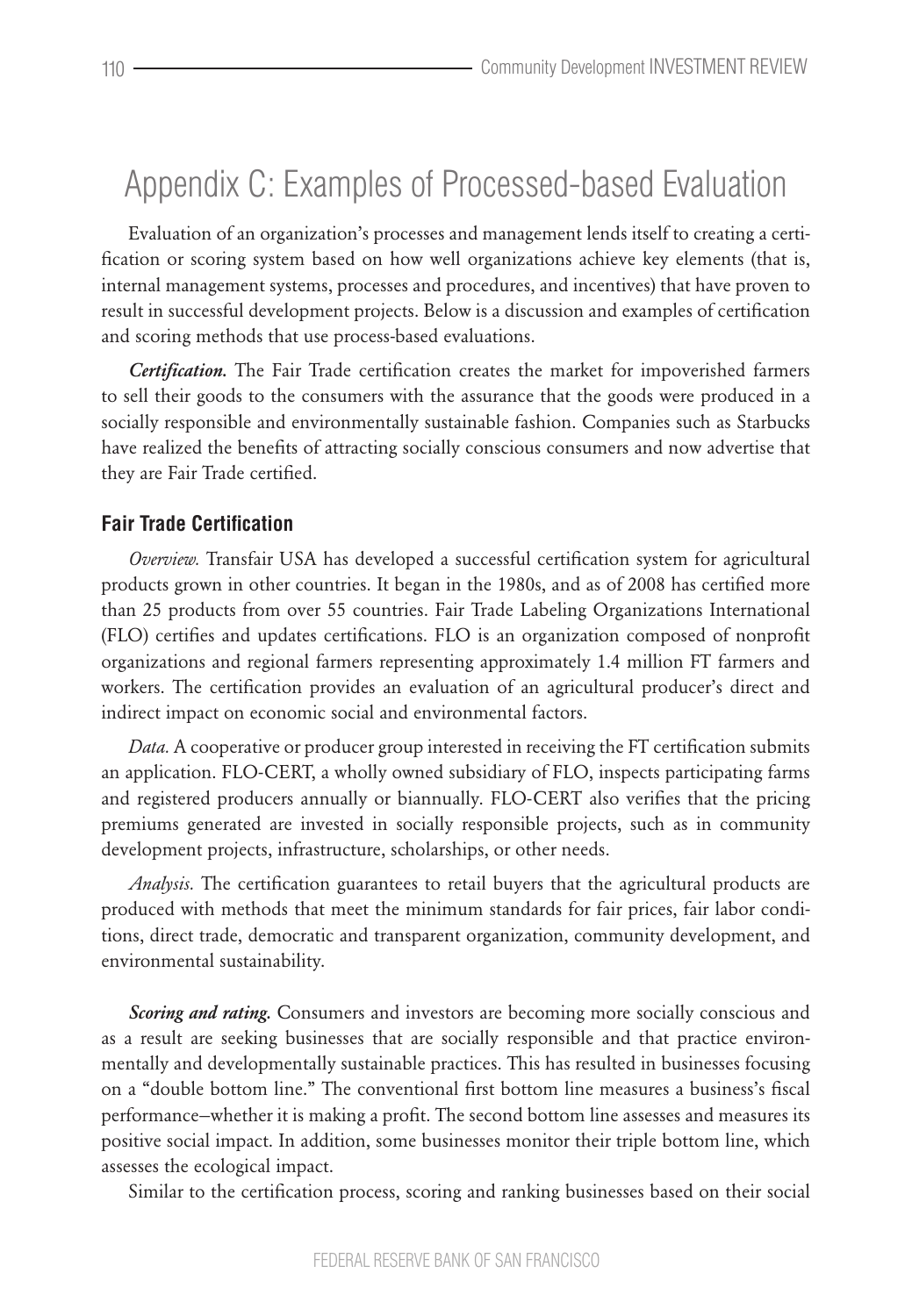# Appendix C: Examples of Processed-based Evaluation

Evaluation of an organization's processes and management lends itself to creating a certification or scoring system based on how well organizations achieve key elements (that is, internal management systems, processes and procedures, and incentives) that have proven to result in successful development projects. Below is a discussion and examples of certification and scoring methods that use process-based evaluations.

***Certification.*** The Fair Trade certification creates the market for impoverished farmers to sell their goods to the consumers with the assurance that the goods were produced in a socially responsible and environmentally sustainable fashion. Companies such as Starbucks have realized the benefits of attracting socially conscious consumers and now advertise that they are Fair Trade certified.

### Fair Trade Certification

*Overview.* Transfair USA has developed a successful certification system for agricultural products grown in other countries. It began in the 1980s, and as of 2008 has certified more than 25 products from over 55 countries. Fair Trade Labeling Organizations International (FLO) certifies and updates certifications. FLO is an organization composed of nonprofit organizations and regional farmers representing approximately 1.4 million FT farmers and workers. The certification provides an evaluation of an agricultural producer's direct and indirect impact on economic social and environmental factors.

*Data.* A cooperative or producer group interested in receiving the FT certification submits an application. FLO-CERT, a wholly owned subsidiary of FLO, inspects participating farms and registered producers annually or biannually. FLO-CERT also verifies that the pricing premiums generated are invested in socially responsible projects, such as in community development projects, infrastructure, scholarships, or other needs.

*Analysis.* The certification guarantees to retail buyers that the agricultural products are produced with methods that meet the minimum standards for fair prices, fair labor conditions, direct trade, democratic and transparent organization, community development, and environmental sustainability.

***Scoring and rating.*** Consumers and investors are becoming more socially conscious and as a result are seeking businesses that are socially responsible and that practice environmentally and developmentally sustainable practices. This has resulted in businesses focusing on a "double bottom line." The conventional first bottom line measures a business's fiscal performance–whether it is making a profit. The second bottom line assesses and measures its positive social impact. In addition, some businesses monitor their triple bottom line, which assesses the ecological impact.

Similar to the certification process, scoring and ranking businesses based on their social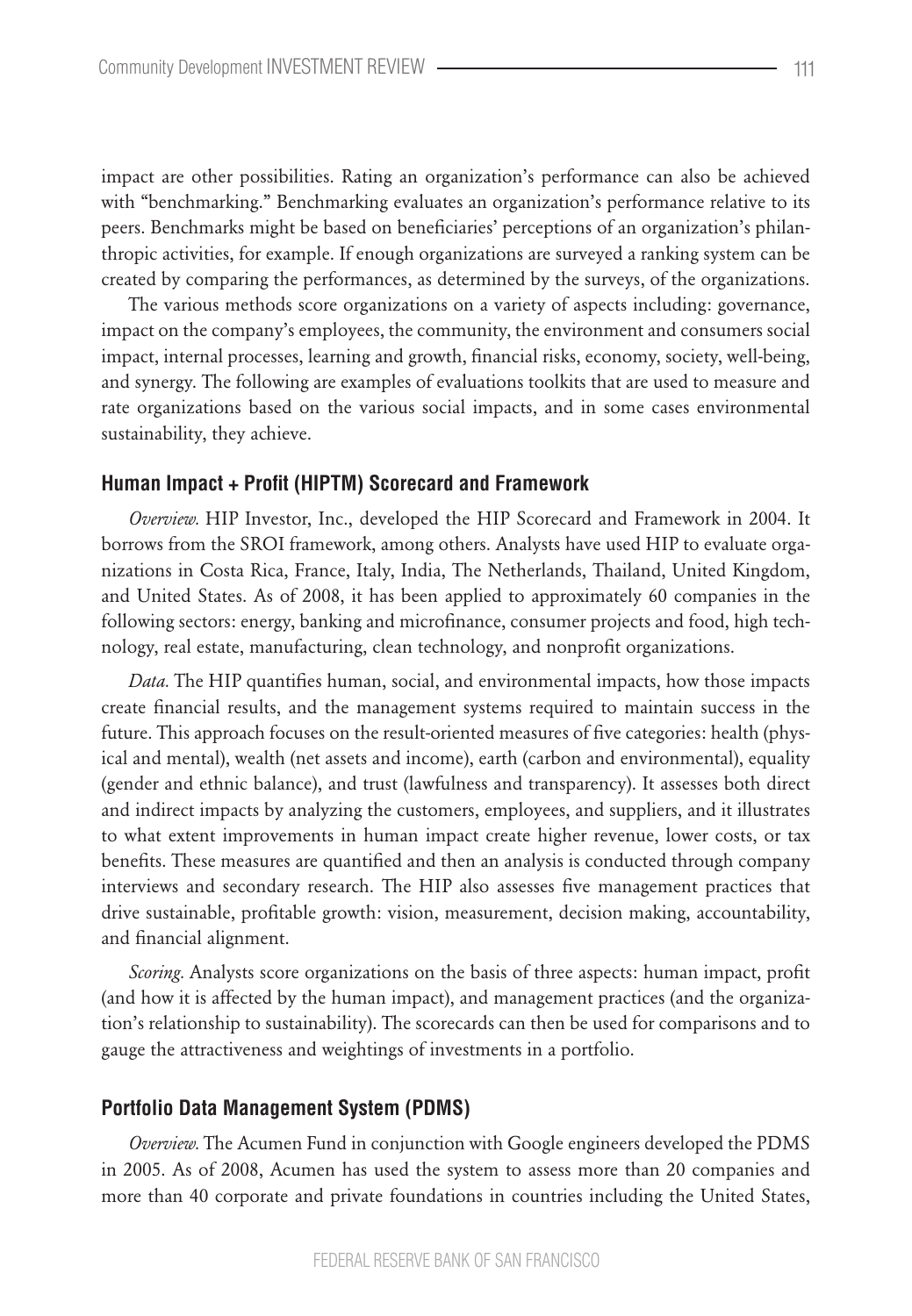impact are other possibilities. Rating an organization's performance can also be achieved with "benchmarking." Benchmarking evaluates an organization's performance relative to its peers. Benchmarks might be based on beneficiaries' perceptions of an organization's philanthropic activities, for example. If enough organizations are surveyed a ranking system can be created by comparing the performances, as determined by the surveys, of the organizations.

The various methods score organizations on a variety of aspects including: governance, impact on the company's employees, the community, the environment and consumers social impact, internal processes, learning and growth, financial risks, economy, society, well-being, and synergy. The following are examples of evaluations toolkits that are used to measure and rate organizations based on the various social impacts, and in some cases environmental sustainability, they achieve.

### Human Impact + Profit (HIPTM) Scorecard and Framework

*Overview.* HIP Investor, Inc., developed the HIP Scorecard and Framework in 2004. It borrows from the SROI framework, among others. Analysts have used HIP to evaluate organizations in Costa Rica, France, Italy, India, The Netherlands, Thailand, United Kingdom, and United States. As of 2008, it has been applied to approximately 60 companies in the following sectors: energy, banking and microfinance, consumer projects and food, high technology, real estate, manufacturing, clean technology, and nonprofit organizations.

*Data.* The HIP quantifies human, social, and environmental impacts, how those impacts create financial results, and the management systems required to maintain success in the future. This approach focuses on the result-oriented measures of five categories: health (physical and mental), wealth (net assets and income), earth (carbon and environmental), equality (gender and ethnic balance), and trust (lawfulness and transparency). It assesses both direct and indirect impacts by analyzing the customers, employees, and suppliers, and it illustrates to what extent improvements in human impact create higher revenue, lower costs, or tax benefits. These measures are quantified and then an analysis is conducted through company interviews and secondary research. The HIP also assesses five management practices that drive sustainable, profitable growth: vision, measurement, decision making, accountability, and financial alignment.

*Scoring.* Analysts score organizations on the basis of three aspects: human impact, profit (and how it is affected by the human impact), and management practices (and the organization's relationship to sustainability). The scorecards can then be used for comparisons and to gauge the attractiveness and weightings of investments in a portfolio.

### Portfolio Data Management System (PDMS)

*Overview.* The Acumen Fund in conjunction with Google engineers developed the PDMS in 2005. As of 2008, Acumen has used the system to assess more than 20 companies and more than 40 corporate and private foundations in countries including the United States,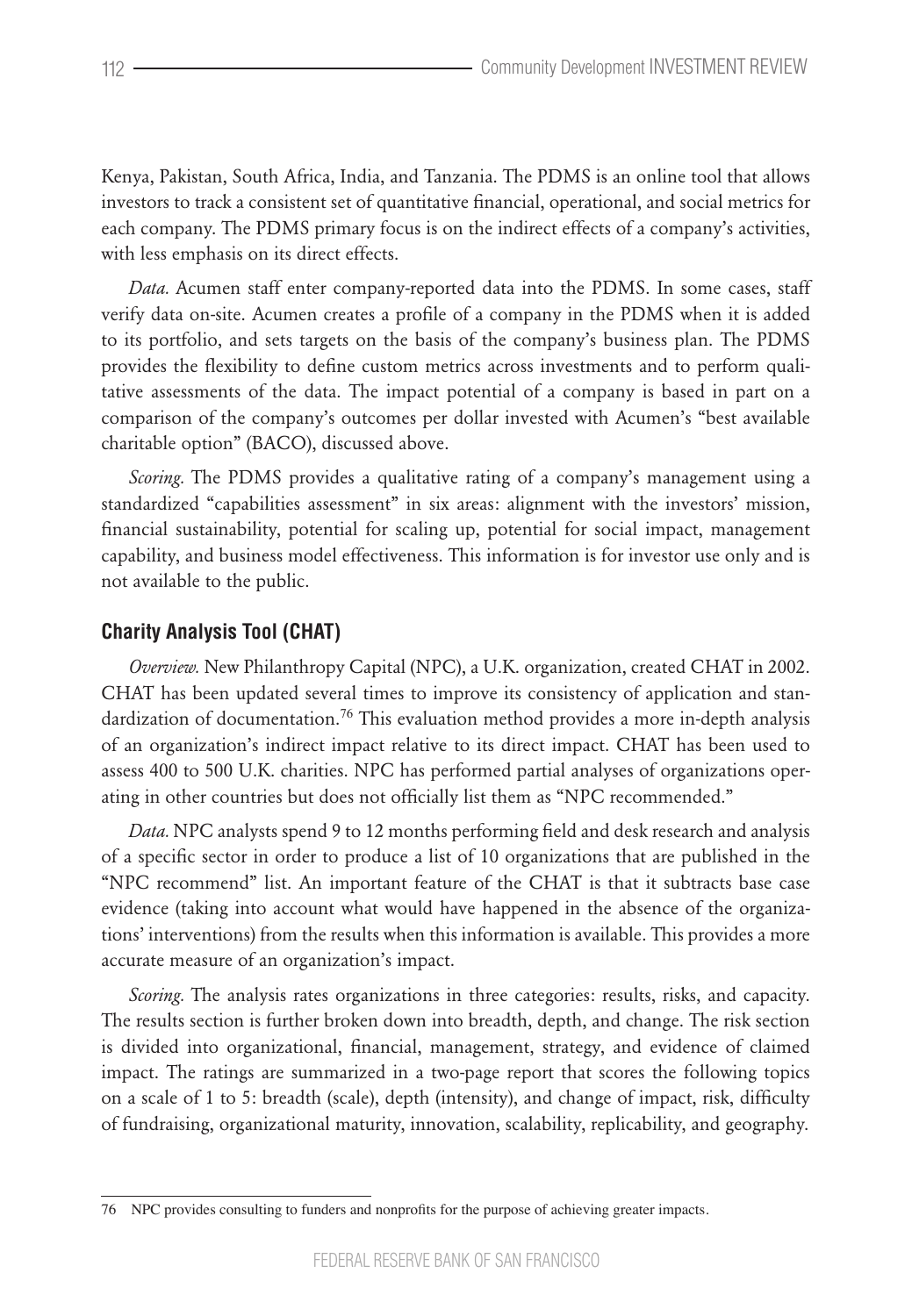Kenya, Pakistan, South Africa, India, and Tanzania. The PDMS is an online tool that allows investors to track a consistent set of quantitative financial, operational, and social metrics for each company. The PDMS primary focus is on the indirect effects of a company's activities, with less emphasis on its direct effects.

*Data.* Acumen staff enter company-reported data into the PDMS. In some cases, staff verify data on-site. Acumen creates a profile of a company in the PDMS when it is added to its portfolio, and sets targets on the basis of the company's business plan. The PDMS provides the flexibility to define custom metrics across investments and to perform qualitative assessments of the data. The impact potential of a company is based in part on a comparison of the company's outcomes per dollar invested with Acumen's "best available charitable option" (BACO), discussed above.

*Scoring.* The PDMS provides a qualitative rating of a company's management using a standardized "capabilities assessment" in six areas: alignment with the investors' mission, financial sustainability, potential for scaling up, potential for social impact, management capability, and business model effectiveness. This information is for investor use only and is not available to the public.

### Charity Analysis Tool (CHAT)

*Overview.* New Philanthropy Capital (NPC), a U.K. organization, created CHAT in 2002. CHAT has been updated several times to improve its consistency of application and standardization of documentation.[76] This evaluation method provides a more in-depth analysis of an organization's indirect impact relative to its direct impact. CHAT has been used to assess 400 to 500 U.K. charities. NPC has performed partial analyses of organizations operating in other countries but does not officially list them as "NPC recommended."

*Data.* NPC analysts spend 9 to 12 months performing field and desk research and analysis of a specific sector in order to produce a list of 10 organizations that are published in the "NPC recommend" list. An important feature of the CHAT is that it subtracts base case evidence (taking into account what would have happened in the absence of the organizations' interventions) from the results when this information is available. This provides a more accurate measure of an organization's impact.

*Scoring.* The analysis rates organizations in three categories: results, risks, and capacity. The results section is further broken down into breadth, depth, and change. The risk section is divided into organizational, financial, management, strategy, and evidence of claimed impact. The ratings are summarized in a two-page report that scores the following topics on a scale of 1 to 5: breadth (scale), depth (intensity), and change of impact, risk, difficulty of fundraising, organizational maturity, innovation, scalability, replicability, and geography.

---

76 NPC provides consulting to funders and nonprofits for the purpose of achieving greater impacts.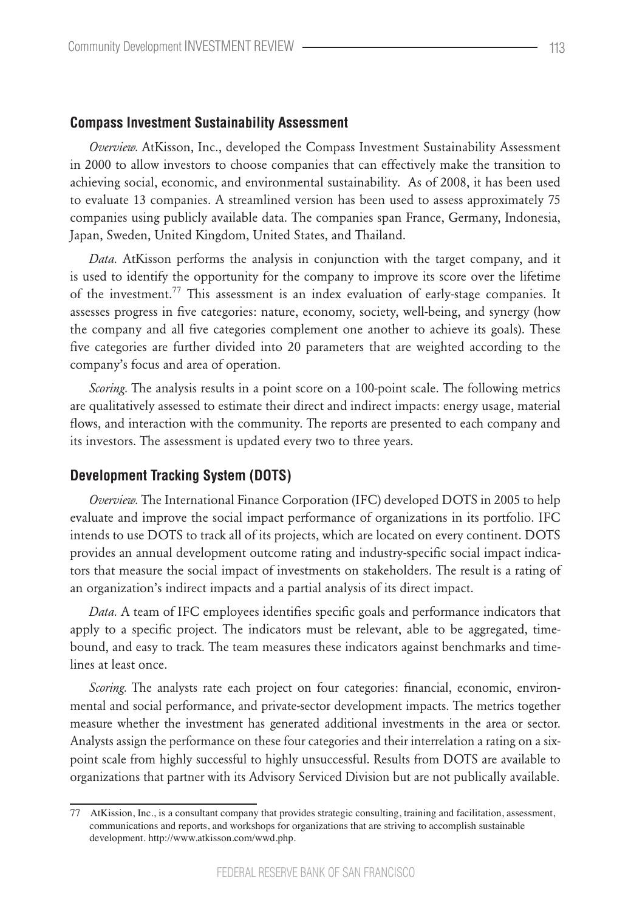## Compass Investment Sustainability Assessment

*Overview.* AtKisson, Inc., developed the Compass Investment Sustainability Assessment in 2000 to allow investors to choose companies that can effectively make the transition to achieving social, economic, and environmental sustainability. As of 2008, it has been used to evaluate 13 companies. A streamlined version has been used to assess approximately 75 companies using publicly available data. The companies span France, Germany, Indonesia, Japan, Sweden, United Kingdom, United States, and Thailand.

*Data.* AtKisson performs the analysis in conjunction with the target company, and it is used to identify the opportunity for the company to improve its score over the lifetime of the investment.[77] This assessment is an index evaluation of early-stage companies. It assesses progress in five categories: nature, economy, society, well-being, and synergy (how the company and all five categories complement one another to achieve its goals). These five categories are further divided into 20 parameters that are weighted according to the company's focus and area of operation.

*Scoring.* The analysis results in a point score on a 100-point scale. The following metrics are qualitatively assessed to estimate their direct and indirect impacts: energy usage, material flows, and interaction with the community. The reports are presented to each company and its investors. The assessment is updated every two to three years.

## Development Tracking System (DOTS)

*Overview.* The International Finance Corporation (IFC) developed DOTS in 2005 to help evaluate and improve the social impact performance of organizations in its portfolio. IFC intends to use DOTS to track all of its projects, which are located on every continent. DOTS provides an annual development outcome rating and industry-specific social impact indicators that measure the social impact of investments on stakeholders. The result is a rating of an organization's indirect impacts and a partial analysis of its direct impact.

*Data.* A team of IFC employees identifies specific goals and performance indicators that apply to a specific project. The indicators must be relevant, able to be aggregated, time-bound, and easy to track. The team measures these indicators against benchmarks and timelines at least once.

*Scoring.* The analysts rate each project on four categories: financial, economic, environmental and social performance, and private-sector development impacts. The metrics together measure whether the investment has generated additional investments in the area or sector. Analysts assign the performance on these four categories and their interrelation a rating on a six-point scale from highly successful to highly unsuccessful. Results from DOTS are available to organizations that partner with its Advisory Serviced Division but are not publically available.

---

77 AtKission, Inc., is a consultant company that provides strategic consulting, training and facilitation, assessment, communications and reports, and workshops for organizations that are striving to accomplish sustainable development. http://www.atkisson.com/wwd.php.